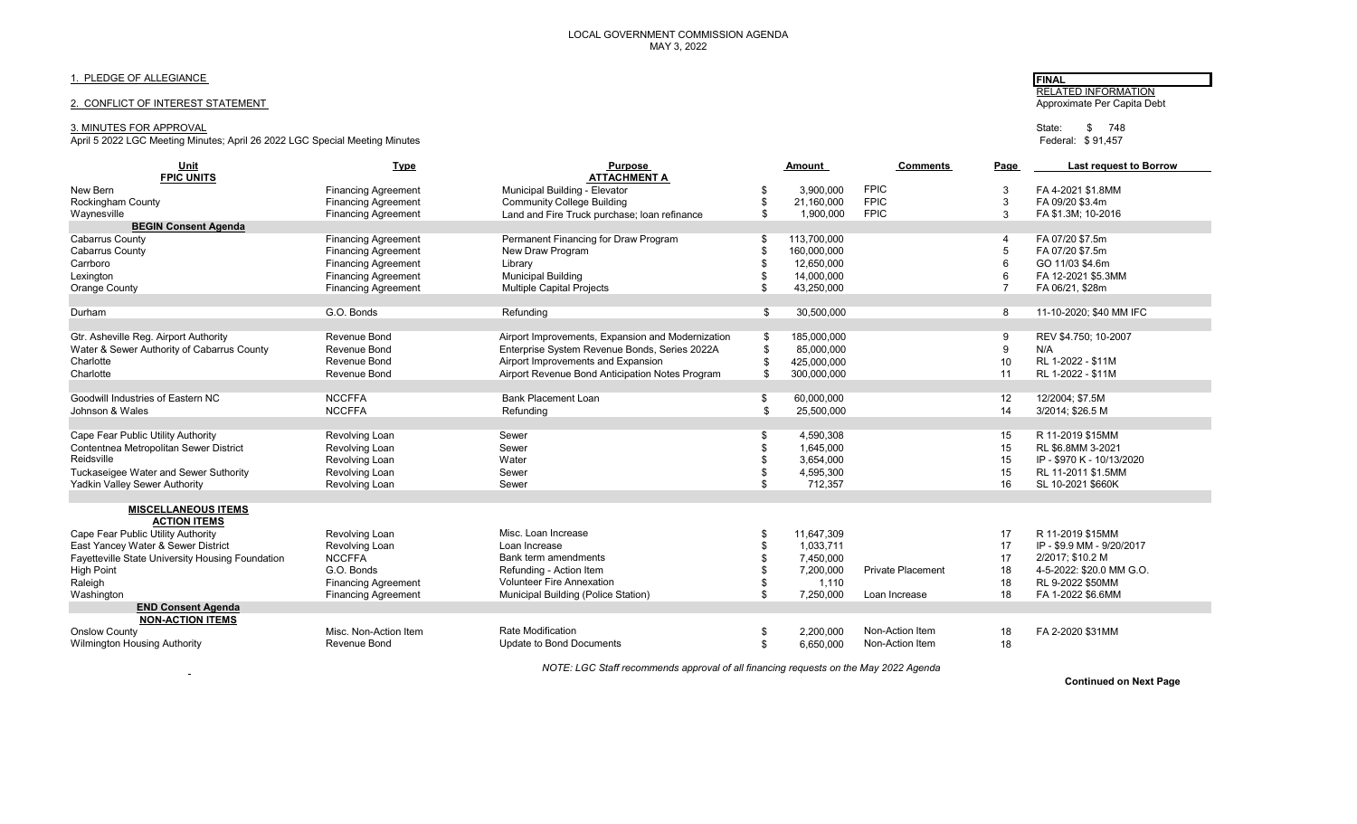LOCAL GOVERNMENT COMMISSION AGENDA
MAY 3, 2022

**FINAL**

RELATED INFORMATION
Approximate Per Capita Debt

State: $ 748
Federal: $ 91,457

1. PLEDGE OF ALLEGIANCE

2. CONFLICT OF INTEREST STATEMENT

3. MINUTES FOR APPROVAL
April 5 2022 LGC Meeting Minutes; April 26 2022 LGC Special Meeting Minutes

| Unit | Type | Purpose | Amount | Comments | Page | Last request to Borrow |
|---|---|---|---|---|---|---|
| **FPIC UNITS** | | **ATTACHMENT A** | | | | |
| New Bern | Financing Agreement | Municipal Building - Elevator | $ 3,900,000 | FPIC | 3 | FA 4-2021 $1.8MM |
| Rockingham County | Financing Agreement | Community College Building | $ 21,160,000 | FPIC | 3 | FA 09/20 $3.4m |
| Waynesville | Financing Agreement | Land and Fire Truck purchase; loan refinance | $ 1,900,000 | FPIC | 3 | FA $1.3M; 10-2016 |
| **BEGIN Consent Agenda** | | | | | | |
| Cabarrus County | Financing Agreement | Permanent Financing for Draw Program | $ 113,700,000 | | 4 | FA 07/20 $7.5m |
| Cabarrus County | Financing Agreement | New Draw Program | $ 160,000,000 | | 5 | FA 07/20 $7.5m |
| Carrboro | Financing Agreement | Library | $ 12,650,000 | | 6 | GO 11/03 $4.6m |
| Lexington | Financing Agreement | Municipal Building | $ 14,000,000 | | 6 | FA 12-2021 $5.3MM |
| Orange County | Financing Agreement | Multiple Capital Projects | $ 43,250,000 | | 7 | FA 06/21, $28m |
| Durham | G.O. Bonds | Refunding | $ 30,500,000 | | 8 | 11-10-2020; $40 MM IFC |
| Gtr. Asheville Reg. Airport Authority | Revenue Bond | Airport Improvements, Expansion and Modernization | $ 185,000,000 | | 9 | REV $4.750; 10-2007 |
| Water & Sewer Authority of Cabarrus County | Revenue Bond | Enterprise System Revenue Bonds, Series 2022A | $ 85,000,000 | | 9 | N/A |
| Charlotte | Revenue Bond | Airport Improvements and Expansion | $ 425,000,000 | | 10 | RL 1-2022 - $11M |
| Charlotte | Revenue Bond | Airport Revenue Bond Anticipation Notes Program | $ 300,000,000 | | 11 | RL 1-2022 - $11M |
| Goodwill Industries of Eastern NC | NCCFFA | Bank Placement Loan | $ 60,000,000 | | 12 | 12/2004; $7.5M |
| Johnson & Wales | NCCFFA | Refunding | $ 25,500,000 | | 14 | 3/2014; $26.5 M |
| Cape Fear Public Utility Authority | Revolving Loan | Sewer | $ 4,590,308 | | 15 | R 11-2019 $15MM |
| Contentnea Metropolitan Sewer District | Revolving Loan | Sewer | $ 1,645,000 | | 15 | RL $6.8MM 3-2021 |
| Reidsville | Revolving Loan | Water | $ 3,654,000 | | 15 | IP - $970 K - 10/13/2020 |
| Tuckaseigee Water and Sewer Suthority | Revolving Loan | Sewer | $ 4,595,300 | | 15 | RL 11-2011 $1.5MM |
| Yadkin Valley Sewer Authority | Revolving Loan | Sewer | $ 712,357 | | 16 | SL 10-2021 $660K |
| **MISCELLANEOUS ITEMS** | | | | | | |
| **ACTION ITEMS** | | | | | | |
| Cape Fear Public Utility Authority | Revolving Loan | Misc. Loan Increase | $ 11,647,309 | | 17 | R 11-2019 $15MM |
| East Yancey Water & Sewer District | Revolving Loan | Loan Increase | $ 1,033,711 | | 17 | IP - $9.9 MM - 9/20/2017 |
| Fayetteville State University Housing Foundation | NCCFFA | Bank term amendments | $ 7,450,000 | | 17 | 2/2017; $10.2 M |
| High Point | G.O. Bonds | Refunding - Action Item | $ 7,200,000 | Private Placement | 18 | 4-5-2022: $20.0 MM G.O. |
| Raleigh | Financing Agreement | Volunteer Fire Annexation | $ 1,110 | | 18 | RL 9-2022 $50MM |
| Washington | Financing Agreement | Municipal Building (Police Station) | $ 7,250,000 | Loan Increase | 18 | FA 1-2022 $6.6MM |
| **END Consent Agenda** | | | | | | |
| **NON-ACTION ITEMS** | | | | | | |
| Onslow County | Misc. Non-Action Item | Rate Modification | $ 2,200,000 | Non-Action Item | 18 | FA 2-2020 $31MM |
| Wilmington Housing Authority | Revenue Bond | Update to Bond Documents | $ 6,650,000 | Non-Action Item | 18 | |

*NOTE: LGC Staff recommends approval of all financing requests on the May 2022 Agenda*

**Continued on Next Page**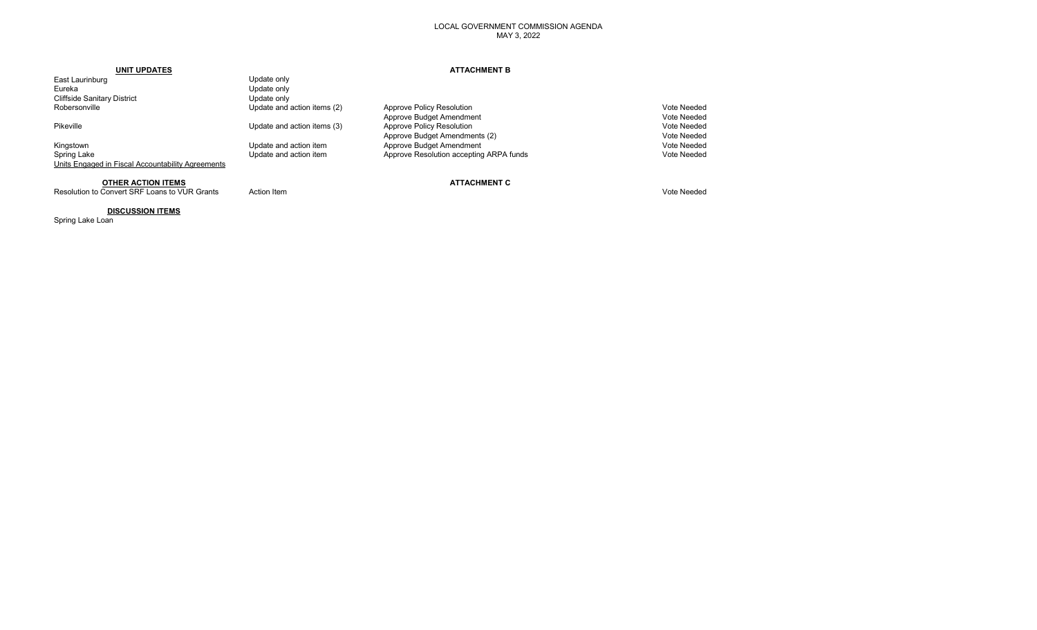# LOCAL GOVERNMENT COMMISSION AGENDA
## MAY 3, 2022

| **UNIT UPDATES** | | **ATTACHMENT B** | |
|---|---|---|---|
| East Laurinburg | Update only | | |
| Eureka | Update only | | |
| Cliffside Sanitary District | Update only | | |
| Robersonville | Update and action items (2) | Approve Policy Resolution | Vote Needed |
| | | Approve Budget Amendment | Vote Needed |
| Pikeville | Update and action items (3) | Approve Policy Resolution | Vote Needed |
| | | Approve Budget Amendments (2) | Vote Needed |
| Kingstown | Update and action item | Approve Budget Amendment | Vote Needed |
| Spring Lake | Update and action item | Approve Resolution accepting ARPA funds | Vote Needed |
| Units Engaged in Fiscal Accountability Agreements | | | |

| **OTHER ACTION ITEMS** | | **ATTACHMENT C** | |
|---|---|---|---|
| Resolution to Convert SRF Loans to VUR Grants | Action Item | | Vote Needed |

**DISCUSSION ITEMS**

Spring Lake Loan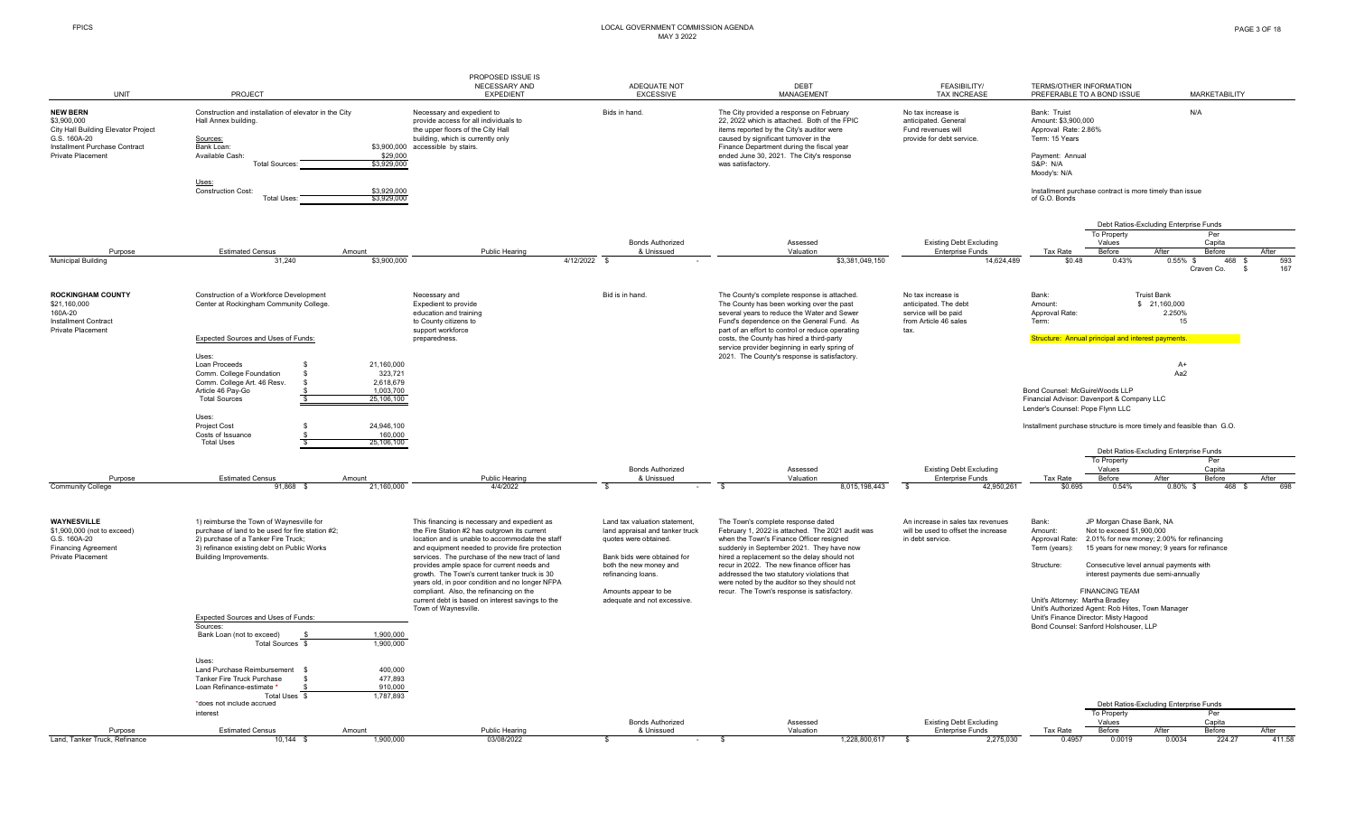| UNIT | PROJECT | PROPOSED ISSUE IS NECESSARY AND EXPEDIENT | ADEQUATE NOT EXCESSIVE | DEBT MANAGEMENT | FEASIBILITY/ TAX INCREASE | TERMS/OTHER INFORMATION PREFERABLE TO A BOND ISSUE | MARKETABILITY |
|---|---|---|---|---|---|---|---|
| **NEW BERN**<br>$3,900,000<br>City Hall Building Elevator Project<br>G.S. 160A-20<br>Installment Purchase Contract<br>Private Placement | Construction and installation of elevator in the City Hall Annex building.<br><br>Sources:<br>Bank Loan: $3,900,000<br>Available Cash: $29,000<br>Total Sources: $3,929,000<br><br>Uses:<br>Construction Cost: $3,929,000<br>Total Uses: $3,929,000 | Necessary and expedient to provide access for all individuals to the upper floors of the City Hall building, which is currently only accessible by stairs. | Bids in hand. | The City provided a response on February 22, 2022 which is attached. Both of the FPIC items reported by the City's auditor were caused by significant turnover in the Finance Department during the fiscal year ended June 30, 2021. The City's response was satisfactory. | No tax increase is anticipated. General Fund revenues will provide for debt service. | Bank: Truist<br>Amount: $3,900,000<br>Approval Rate: 2.86%<br>Term: 15 Years<br><br>Payment: Annual<br>S&P: N/A<br>Moody's: N/A<br><br>Installment purchase contract is more timely than issue of G.O. Bonds | N/A |

| Purpose | Estimated Census | Amount | Public Hearing | Bonds Authorized & Unissued | Assessed Valuation | Existing Debt Excluding Enterprise Funds | Tax Rate | Debt Ratios To Property Values Before | After | Per Capita Before | After |
|---|---|---|---|---|---|---|---|---|---|---|---|
| Municipal Building | 31,240 | $3,900,000 | 4/12/2022 | $ - | $3,381,049,150 | 14,624,489 | $0.48 | 0.43% | 0.55% | $ 468 | $ 593 |
| | | | | | | | | | | Craven Co. | $ 167 |

| UNIT | PROJECT | PROPOSED ISSUE IS NECESSARY AND EXPEDIENT | ADEQUATE NOT EXCESSIVE | DEBT MANAGEMENT | FEASIBILITY/ TAX INCREASE | TERMS/OTHER INFORMATION PREFERABLE TO A BOND ISSUE | MARKETABILITY |
|---|---|---|---|---|---|---|---|
| **ROCKINGHAM COUNTY**<br>$21,160,000<br>160A-20<br>Installment Contract<br>Private Placement | Construction of a Workforce Development Center at Rockingham Community College.<br><br>Expected Sources and Uses of Funds:<br><br>Uses:<br>Loan Proceeds $ 21,160,000<br>Comm. College Foundation $ 323,721<br>Comm. College Art. 46 Resv. $ 2,618,679<br>Article 46 Pay-Go $ 1,003,700<br>Total Sources $ 25,106,100<br><br>Uses:<br>Project Cost $ 24,946,100<br>Costs of Issuance $ 160,000<br>Total Uses $ 25,106,100 | Necessary and Expedient to provide education and training to County citizens to support workforce preparedness. | Bid is in hand. | The County's complete response is attached. The County has been working over the past several years to reduce the Water and Sewer Fund's dependence on the General Fund. As part of an effort to control or reduce operating costs, the County has hired a third-party service provider beginning in early spring of 2021. The County's response is satisfactory. | No tax increase is anticipated. The debt service will be paid from Article 46 sales tax. | Bank: Truist Bank<br>Amount: $ 21,160,000<br>Approval Rate: 2.250%<br>Term: 15<br><br>Structure: Annual principal and interest payments.<br><br>Bond Counsel: McGuireWoods LLP<br>Financial Advisor: Davenport & Company LLC<br>Lender's Counsel: Pope Flynn LLC<br><br>Installment purchase structure is more timely and feasible than G.O. | A+<br>Aa2 |

| Purpose | Estimated Census | Amount | Public Hearing | Bonds Authorized & Unissued | Assessed Valuation | Existing Debt Excluding Enterprise Funds | Tax Rate | Debt Ratios To Property Values Before | After | Per Capita Before | After |
|---|---|---|---|---|---|---|---|---|---|---|---|
| Community College | 91,868 | $ 21,160,000 | 4/4/2022 | $ - | $ 8,015,198,443 | $ 42,950,261 | $0.695 | 0.54% | 0.80% | $ 468 | $ 698 |

| UNIT | PROJECT | PROPOSED ISSUE IS NECESSARY AND EXPEDIENT | ADEQUATE NOT EXCESSIVE | DEBT MANAGEMENT | FEASIBILITY/ TAX INCREASE | TERMS/OTHER INFORMATION PREFERABLE TO A BOND ISSUE | MARKETABILITY |
|---|---|---|---|---|---|---|---|
| **WAYNESVILLE**<br>$1,900,000 (not to exceed)<br>G.S. 160A-20<br>Financing Agreement<br>Private Placement | 1) reimburse the Town of Waynesville for purchase of land to be used for fire station #2;<br>2) purchase of a Tanker Fire Truck;<br>3) refinance existing debt on Public Works Building Improvements.<br><br>Expected Sources and Uses of Funds:<br>Sources:<br>Bank Loan (not to exceed) $ 1,900,000<br>Total Sources $ 1,900,000<br><br>Uses:<br>Land Purchase Reimbursement $ 400,000<br>Tanker Fire Truck Purchase $ 477,893<br>Loan Refinance-estimate * $ 910,000<br>Total Uses $ 1,787,893<br>*does not include accrued interest | This financing is necessary and expedient as the Fire Station #2 has outgrown its current location and is unable to accommodate the staff and equipment needed to provide fire protection services. The purchase of the new tract of land provides ample space for current needs and growth. The Town's current tanker truck is 30 years old, in poor condition and no longer NFPA compliant. Also, the refinancing on the current debt is based on interest savings to the Town of Waynesville. | Land tax valuation statement, land appraisal and tanker truck quotes were obtained.<br><br>Bank bids were obtained for both the new money and refinancing loans.<br><br>Amounts appear to be adequate and not excessive. | The Town's complete response dated February 1, 2022 is attached. The 2021 audit was when the Town's Finance Officer resigned suddenly in September 2021. They have now hired a replacement so the delay should not recur in 2022. The new finance officer has addressed the two statutory violations that were noted by the auditor so they should not recur. The Town's response is satisfactory. | An increase in sales tax revenues will be used to offset the increase in debt service. | Bank: JP Morgan Chase Bank, NA<br>Amount: Not to exceed $1,900,000<br>Approval Rate: 2.01% for new money; 2.00% for refinancing<br>Term (years): 15 years for new money; 9 years for refinance<br><br>Structure: Consecutive level annual payments with interest payments due semi-annually<br><br>FINANCING TEAM<br>Unit's Attorney: Martha Bradley<br>Unit's Authorized Agent: Rob Hites, Town Manager<br>Unit's Finance Director: Misty Hagood<br>Bond Counsel: Sanford Holshouser, LLP | |

| Purpose | Estimated Census | Amount | Public Hearing | Bonds Authorized & Unissued | Assessed Valuation | Existing Debt Excluding Enterprise Funds | Tax Rate | Debt Ratios To Property Values Before | After | Per Capita Before | After |
|---|---|---|---|---|---|---|---|---|---|---|---|
| Land, Tanker Truck, Refinance | 10,144 | $ 1,900,000 | 03/08/2022 | $ - | $ 1,228,800,617 | $ 2,275,030 | 0.4957 | 0.0019 | 0.0034 | 224.27 | 411.58 |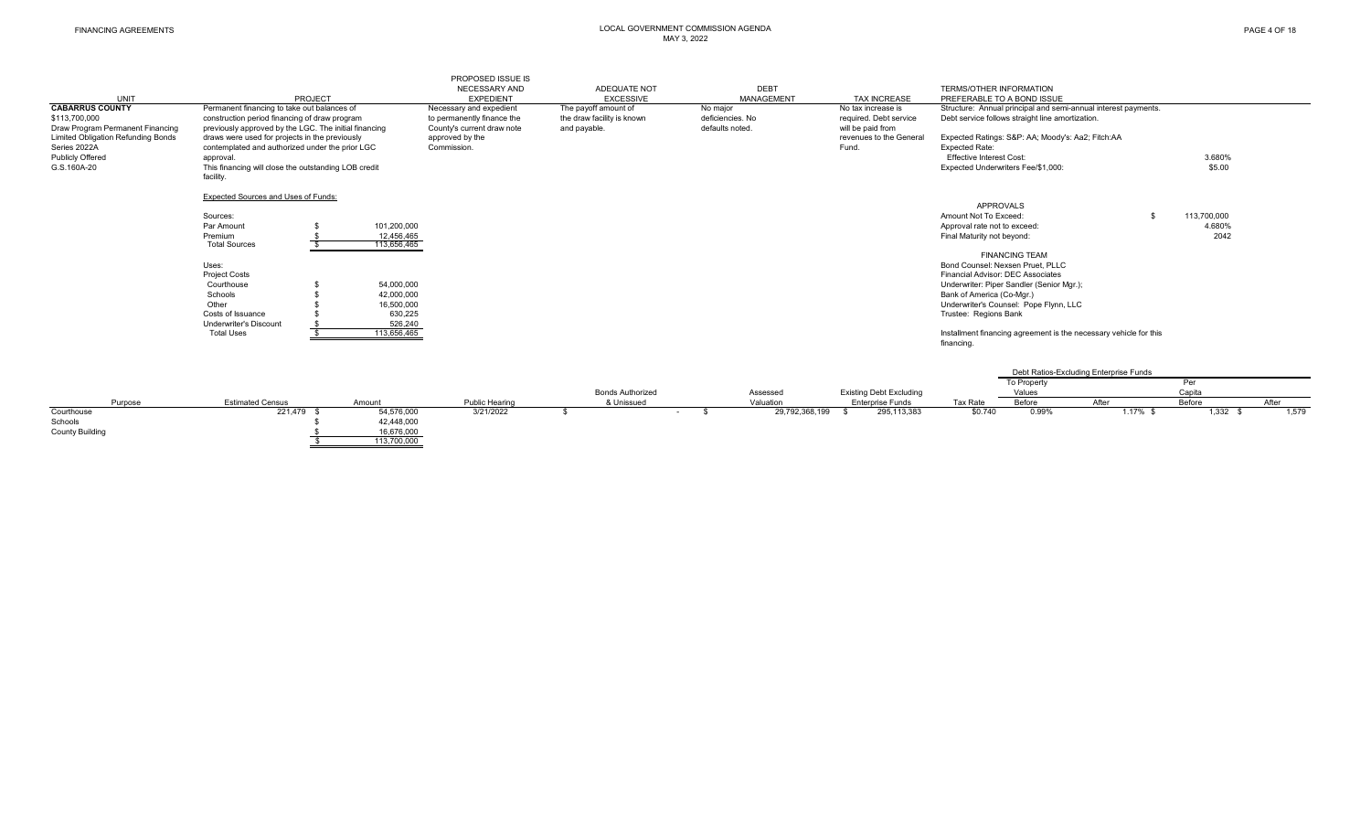| UNIT | PROJECT | PROPOSED ISSUE IS NECESSARY AND EXPEDIENT | ADEQUATE NOT EXCESSIVE | DEBT MANAGEMENT | TAX INCREASE | TERMS/OTHER INFORMATION PREFERABLE TO A BOND ISSUE |
|---|---|---|---|---|---|---|
| **CABARRUS COUNTY** $113,700,000 Draw Program Permanent Financing Limited Obligation Refunding Bonds Series 2022A Publicly Offered G.S.160A-20 | Permanent financing to take out balances of construction period financing of draw program previously approved by the LGC. The initial financing draws were used for projects in the previously contemplated and authorized under the prior LGC approval. This financing will close the outstanding LOB credit facility. | Necessary and expedient to permanently finance the County's current draw note approved by the Commission. | The payoff amount of the draw facility is known and payable. | No major deficiencies. No defaults noted. | No tax increase is required. Debt service will be paid from revenues to the General Fund. | Structure: Annual principal and semi-annual interest payments. Debt service follows straight line amortization. |

Expected Ratings: S&P: AA; Moody's: Aa2; Fitch:AA

Expected Rate:

| | |
|---|---|
| Effective Interest Cost: | 3.680% |
| Expected Underwriters Fee/$1,000: | $5.00 |

**Expected Sources and Uses of Funds:**

| Sources: | |
|---|---|
| Par Amount | $ 101,200,000 |
| Premium | $ 12,456,465 |
| Total Sources | $ 113,656,465 |

| Uses: | |
|---|---|
| Project Costs | |
| Courthouse | $ 54,000,000 |
| Schools | $ 42,000,000 |
| Other | $ 16,500,000 |
| Costs of Issuance | $ 630,225 |
| Underwriter's Discount | $ 526,240 |
| Total Uses | $ 113,656,465 |

APPROVALS

| | |
|---|---|
| Amount Not To Exceed: | $ 113,700,000 |
| Approval rate not to exceed: | 4.680% |
| Final Maturity not beyond: | 2042 |

FINANCING TEAM

Bond Counsel: Nexsen Pruet, PLLC
Financial Advisor: DEC Associates
Underwriter: Piper Sandler (Senior Mgr.);
Bank of America (Co-Mgr.)
Underwriter's Counsel: Pope Flynn, LLC
Trustee: Regions Bank

Installment financing agreement is the necessary vehicle for this financing.

| Purpose | Estimated Census | Amount | Public Hearing | Bonds Authorized & Unissued | Assessed Valuation | Existing Debt Excluding Enterprise Funds | Tax Rate | Debt Ratios-Excluding Enterprise Funds: To Property Values Before | To Property Values After | Per Capita Before | Per Capita After |
|---|---|---|---|---|---|---|---|---|---|---|---|
| Courthouse | 221,479 | $ 54,576,000 | 3/21/2022 | $ - | $ 29,792,368,199 | $ 295,113,383 | $0.740 | 0.99% | 1.17% | $ 1,332 | $ 1,579 |
| Schools | | $ 42,448,000 | | | | | | | | | |
| County Building | | $ 16,676,000 | | | | | | | | | |
| | | $ 113,700,000 | | | | | | | | | |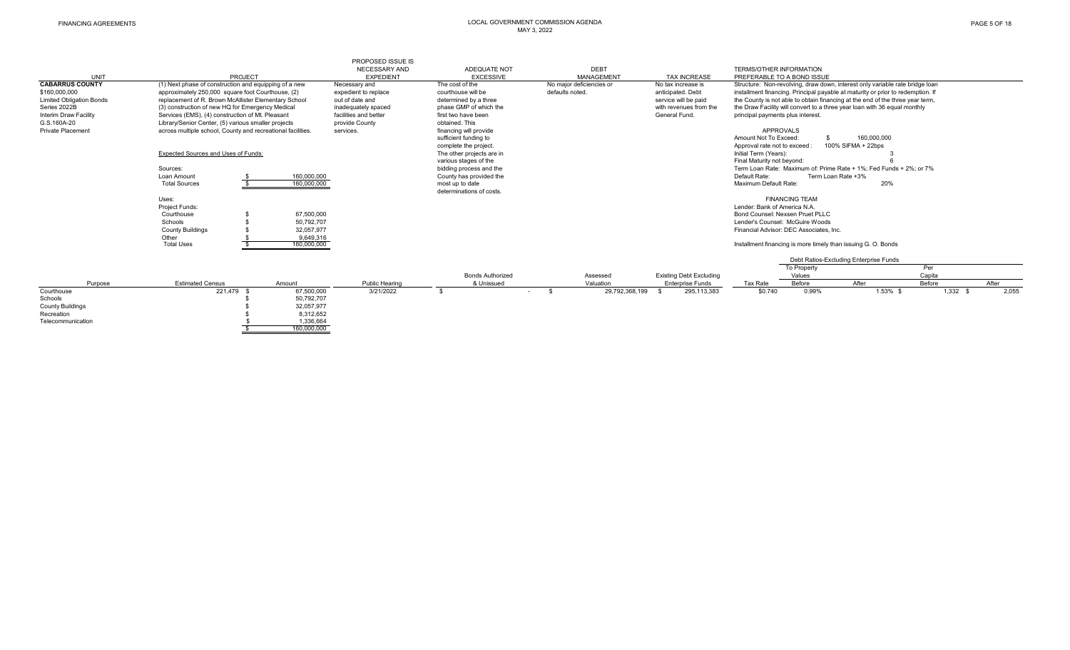FINANCING AGREEMENTS

LOCAL GOVERNMENT COMMISSION AGENDA
MAY 3, 2022

| UNIT | PROJECT | PROPOSED ISSUE IS NECESSARY AND EXPEDIENT | ADEQUATE NOT EXCESSIVE | DEBT MANAGEMENT | TAX INCREASE | TERMS/OTHER INFORMATION PREFERABLE TO A BOND ISSUE |
|---|---|---|---|---|---|---|
| **CABARRUS COUNTY**<br>$160,000,000<br>Limited Obligation Bonds<br>Series 2022B<br>Interim Draw Facility<br>G.S.160A-20<br>Private Placement | (1) Next phase of construction and equipping of a new approximately 250,000 square foot Courthouse, (2) replacement of R. Brown McAllister Elementary School (3) construction of new HQ for Emergency Medical Services (EMS), (4) construction of Mt. Pleasant Library/Senior Center, (5) various smaller projects across multiple school, County and recreational facilities. | Necessary and expedient to replace out of date and inadequately spaced facilities and better provide County services. | The cost of the courthouse will be determined by a three phase GMP of which the first two have been obtained. This financing will provide sufficient funding to complete the project. The other projects are in various stages of the bidding process and the County has provided the most up to date determinations of costs. | No major deficiencies or defaults noted. | No tax increase is anticipated. Debt service will be paid with revenues from the General Fund. | Structure: Non-revolving, draw down, interest only variable rate bridge loan installment financing. Principal payable at maturity or prior to redemption. If the County is not able to obtain financing at the end of the three year term, the Draw Facility will convert to a three year loan with 36 equal monthly principal payments plus interest. |

**Expected Sources and Uses of Funds:**

| Sources: | |
|---|---|
| Loan Amount | $ 160,000,000 |
| Total Sources | $ 160,000,000 |

| Uses: | |
|---|---|
| Project Funds: | |
| Courthouse | $ 67,500,000 |
| Schools | $ 50,792,707 |
| County Buildings | $ 32,057,977 |
| Other | $ 9,649,316 |
| Total Uses | $ 160,000,000 |

**APPROVALS**

| | |
|---|---|
| Amount Not To Exceed: | $ 160,000,000 |
| Approval rate not to exceed : | 100% SIFMA + 22bps |
| Initial Term (Years): | 3 |
| Final Maturity not beyond: | 6 |
| Term Loan Rate: | Maximum of: Prime Rate + 1%; Fed Funds + 2%; or 7% |
| Default Rate: | Term Loan Rate +3% |
| Maximum Default Rate: | 20% |

**FINANCING TEAM**

Lender: Bank of America N.A.
Bond Counsel: Nexsen Pruet PLLC
Lender's Counsel: McGuire Woods
Financial Advisor: DEC Associates, Inc.

Installment financing is more timely than issuing G. O. Bonds

| Purpose | Estimated Census | Amount | Public Hearing | Bonds Authorized & Unissued | Assessed Valuation | Existing Debt Excluding Enterprise Funds | Tax Rate | Debt Ratios-Excluding Enterprise Funds: To Property Values Before | To Property Values After | Per Capita Before | Per Capita After |
|---|---|---|---|---|---|---|---|---|---|---|---|
| Courthouse | 221,479 | $ 67,500,000 | 3/21/2022 | $ - | $ 29,792,368,199 | $ 295,113,383 | $0.740 | 0.99% | 1.53% | $ 1,332 | $ 2,055 |
| Schools | | $ 50,792,707 | | | | | | | | | |
| County Buildings | | $ 32,057,977 | | | | | | | | | |
| Recreation | | $ 8,312,652 | | | | | | | | | |
| Telecommunication | | $ 1,336,664 | | | | | | | | | |
| | | $ 160,000,000 | | | | | | | | | |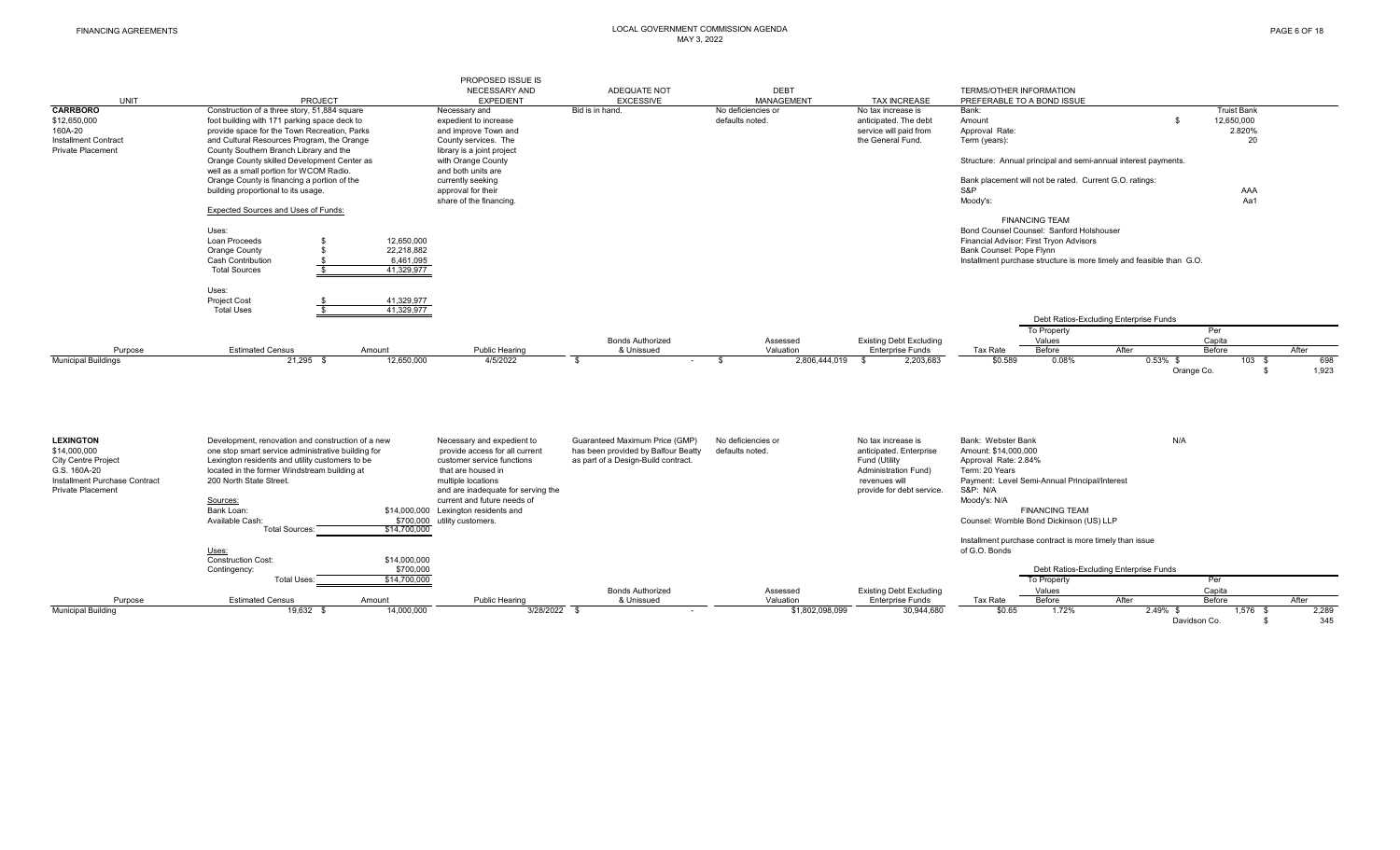# Financing Agreements — Local Government Commission Agenda, May 3, 2022

| UNIT | PROJECT | PROPOSED ISSUE IS NECESSARY AND EXPEDIENT | ADEQUATE NOT EXCESSIVE | DEBT MANAGEMENT | TAX INCREASE | TERMS/OTHER INFORMATION PREFERABLE TO A BOND ISSUE |
|---|---|---|---|---|---|---|
| **CARRBORO**<br>$12,650,000<br>160A-20<br>Installment Contract<br>Private Placement | Construction of a three story, 51,884 square foot building with 171 parking space deck to provide space for the Town Recreation, Parks and Cultural Resources Program, the Orange County Southern Branch Library and the Orange County skilled Development Center as well as a small portion for WCOM Radio. Orange County is financing a portion of the building proportional to its usage.<br><br>Expected Sources and Uses of Funds:<br><br>Uses:<br>Loan Proceeds $ 12,650,000<br>Orange County $ 22,218,882<br>Cash Contribution $ 6,461,095<br>Total Sources $ 41,329,977<br><br>Uses:<br>Project Cost $ 41,329,977<br>Total Uses $ 41,329,977 | Necessary and expedient to increase and improve Town and County services. The library is a joint project with Orange County and both units are currently seeking approval for their share of the financing. | Bid is in hand. | No deficiencies or defaults noted. | No tax increase is anticipated. The debt service will paid from the General Fund. | Bank: Truist Bank<br>Amount: $ 12,650,000<br>Approval Rate: 2.820%<br>Term (years): 20<br><br>Structure: Annual principal and semi-annual interest payments.<br><br>Bank placement will not be rated. Current G.O. ratings:<br>S&P: AAA<br>Moody's: Aa1<br><br>FINANCING TEAM<br>Bond Counsel Counsel: Sanford Holshouser<br>Financial Advisor: First Tryon Advisors<br>Bank Counsel: Pope Flynn<br>Installment purchase structure is more timely and feasible than G.O. |

| Purpose | Estimated Census | Amount | Public Hearing | Bonds Authorized & Unissued | Assessed Valuation | Existing Debt Excluding Enterprise Funds | Tax Rate | Debt Ratios-Excluding Enterprise Funds: To Property Values Before | To Property Values After | Per Capita Before | Per Capita After |
|---|---|---|---|---|---|---|---|---|---|---|---|
| Municipal Buildings | 21,295 | $ 12,650,000 | 4/5/2022 | $ - | $ 2,806,444,019 | $ 2,203,683 | $0.589 | 0.08% | 0.53% | $ 103 | $ 698 |
| | | | | | | | | | | Orange Co. | $ 1,923 |

| UNIT | PROJECT | PROPOSED ISSUE IS NECESSARY AND EXPEDIENT | ADEQUATE NOT EXCESSIVE | DEBT MANAGEMENT | TAX INCREASE | TERMS/OTHER INFORMATION PREFERABLE TO A BOND ISSUE |
|---|---|---|---|---|---|---|
| **LEXINGTON**<br>$14,000,000<br>City Centre Project<br>G.S. 160A-20<br>Installment Purchase Contract<br>Private Placement | Development, renovation and construction of a new one stop smart service administrative building for Lexington residents and utility customers to be located in the former Windstream building at 200 North State Street.<br><br>Sources:<br>Bank Loan: $14,000,000<br>Available Cash: $700,000<br>Total Sources: $14,700,000<br><br>Uses:<br>Construction Cost: $14,000,000<br>Contingency: $700,000<br>Total Uses: $14,700,000 | Necessary and expedient to provide access for all current customer service functions that are housed in multiple locations and are inadequate for serving the current and future needs of Lexington residents and utility customers. | Guaranteed Maximum Price (GMP) has been provided by Balfour Beatty as part of a Design-Build contract. | No deficiencies or defaults noted. | No tax increase is anticipated. Enterprise Fund (Utility Administration Fund) revenues will provide for debt service. | Bank: Webster Bank<br>Amount: $14,000,000<br>Approval Rate: 2.84%<br>Term: 20 Years<br>Payment: Level Semi-Annual Principal/Interest<br>S&P: N/A<br>Moody's: N/A<br><br>FINANCING TEAM<br>Counsel: Womble Bond Dickinson (US) LLP<br><br>Installment purchase contract is more timely than issue of G.O. Bonds |

| Purpose | Estimated Census | Amount | Public Hearing | Bonds Authorized & Unissued | Assessed Valuation | Existing Debt Excluding Enterprise Funds | Tax Rate | Debt Ratios-Excluding Enterprise Funds: To Property Values Before | To Property Values After | Per Capita Before | Per Capita After |
|---|---|---|---|---|---|---|---|---|---|---|---|
| Municipal Building | 19,632 | $ 14,000,000 | 3/28/2022 | $ - | $1,802,098,099 | 30,944,680 | $0.65 | 1.72% | 2.49% | $ 1,576 | $ 2,289 |
| | | | | | | | | | | Davidson Co. | $ 345 |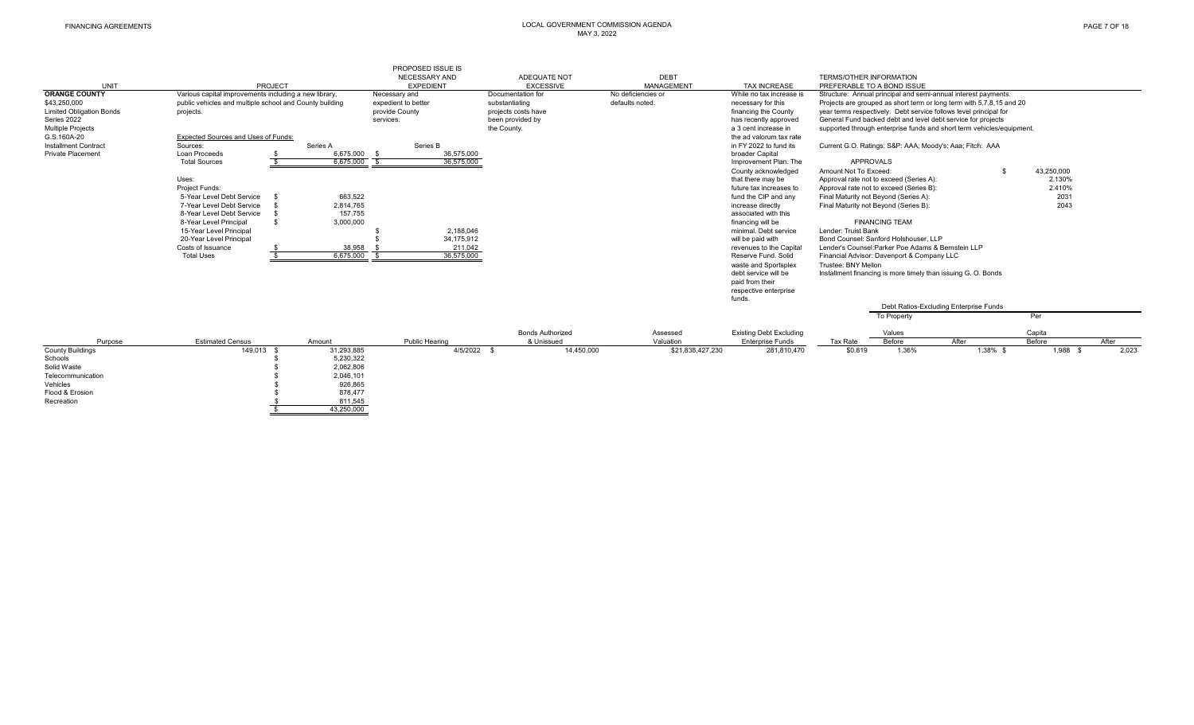FINANCING AGREEMENTS

LOCAL GOVERNMENT COMMISSION AGENDA
MAY 3, 2022

| UNIT | PROJECT | PROPOSED ISSUE IS NECESSARY AND EXPEDIENT | ADEQUATE NOT EXCESSIVE | DEBT MANAGEMENT | TAX INCREASE | TERMS/OTHER INFORMATION PREFERABLE TO A BOND ISSUE |
|---|---|---|---|---|---|---|
| **ORANGE COUNTY**<br>$43,250,000<br>Limited Obligation Bonds<br>Series 2022<br>Multiple Projects<br>G.S.160A-20<br>Installment Contract<br>Private Placement | Various capital improvements including a new library, public vehicles and multiple school and County building projects. | Necessary and expedient to better provide County services. | Documentation for substantiating projects costs have been provided by the County. | No deficiencies or defaults noted. | While no tax increase is necessary for this financing the County has recently approved a 3 cent increase in the ad valorum tax rate in FY 2022 to fund its broader Capital Improvement Plan. The County acknowledged that there may be future tax increases to fund the CIP and any increase directly associated with this financing will be minimal. Debt service will be paid with revenues to the Capital Reserve Fund. Solid waste and Sportsplex debt service will be paid from their respective enterprise funds. | Structure: Annual principal and semi-annual interest payments. Projects are grouped as short term or long term with 5,7,8,15 and 20 year terms respectively. Debt service follows level principal for General Fund backed debt and level debt service for projects supported through enterprise funds and short term vehicles/equipment.<br><br>Current G.O. Ratings: S&P: AAA; Moody's: Aaa; Fitch: AAA |

**Expected Sources and Uses of Funds:**

| | Series A | Series B |
|---|---|---|
| **Sources:** | | |
| Loan Proceeds | $ 6,675,000 | $ 36,575,000 |
| Total Sources | $ 6,675,000 | $ 36,575,000 |
| **Uses:** | | |
| Project Funds: | | |
| 5-Year Level Debt Service | $ 663,522 | |
| 7-Year Level Debt Service | $ 2,814,765 | |
| 8-Year Level Debt Service | $ 157,755 | |
| 8-Year Level Principal | $ 3,000,000 | |
| 15-Year Level Principal | | $ 2,188,046 |
| 20-Year Level Principal | | $ 34,175,912 |
| Costs of Issuance | $ 38,958 | $ 211,042 |
| Total Uses | $ 6,675,000 | $ 36,575,000 |

**APPROVALS**

| | |
|---|---|
| Amount Not To Exceed: | $ 43,250,000 |
| Approval rate not to exceed (Series A): | 2.130% |
| Approval rate not to exceed (Series B): | 2.410% |
| Final Maturity not Beyond (Series A): | 2031 |
| Final Maturity not Beyond (Series B): | 2043 |

**FINANCING TEAM**

Lender: Truist Bank
Bond Counsel: Sanford Holshouser, LLP
Lender's Counsel:Parker Poe Adams & Bernstein LLP
Financial Advisor: Davenport & Company LLC
Trustee: BNY Mellon
Installment financing is more timely than issuing G. O. Bonds

| Purpose | Estimated Census | Amount | Public Hearing | Bonds Authorized & Unissued | Assessed Valuation | Existing Debt Excluding Enterprise Funds | Tax Rate | Debt Ratios-Excluding Enterprise Funds: To Property Values Before | To Property Values After | Per Capita Before | Per Capita After |
|---|---|---|---|---|---|---|---|---|---|---|---|
| County Buildings | 149,013 | $ 31,293,885 | 4/5/2022 | $ 14,450,000 | $21,838,427,230 | 281,810,470 | $0.819 | 1.36% | 1.38% | $ 1,988 | $ 2,023 |
| Schools | | $ 5,230,322 | | | | | | | | | |
| Solid Waste | | $ 2,062,806 | | | | | | | | | |
| Telecommunication | | $ 2,046,101 | | | | | | | | | |
| Vehicles | | $ 926,865 | | | | | | | | | |
| Flood & Erosion | | $ 878,477 | | | | | | | | | |
| Recreation | | $ 811,545 | | | | | | | | | |
| | | $ 43,250,000 | | | | | | | | | |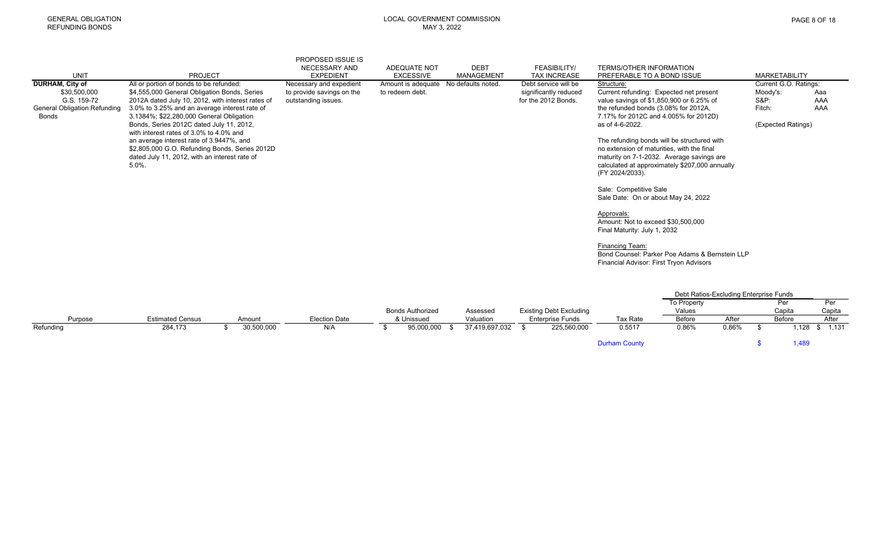GENERAL OBLIGATION REFUNDING BONDS

LOCAL GOVERNMENT COMMISSION
MAY 3, 2022

| UNIT | PROJECT | PROPOSED ISSUE IS NECESSARY AND EXPEDIENT | ADEQUATE NOT EXCESSIVE | DEBT MANAGEMENT | FEASIBILITY/ TAX INCREASE | TERMS/OTHER INFORMATION PREFERABLE TO A BOND ISSUE | MARKETABILITY |
|---|---|---|---|---|---|---|---|
| **DURHAM, City of**<br>$30,500,000<br>G.S. 159-72<br>General Obligation Refunding Bonds | All or portion of bonds to be refunded: $4,555,000 General Obligation Bonds, Series 2012A dated July 10, 2012, with interest rates of 3.0% to 3.25% and an average interest rate of 3.1384%; $22,280,000 General Obligation Bonds, Series 2012C dated July 11, 2012, with interest rates of 3.0% to 4.0% and an average interest rate of 3.9447%, and $2,805,000 G.O. Refunding Bonds, Series 2012D dated July 11, 2012, with an interest rate of 5.0%. | Necessary and expedient to provide savings on the outstanding issues. | Amount is adequate to redeem debt. | No defaults noted. | Debt service will be significantly reduced for the 2012 Bonds. | Structure:<br>Current refunding: Expected net present value savings of $1,850,900 or 6.25% of the refunded bonds (3.08% for 2012A, 7.17% for 2012C and 4.005% for 2012D) as of 4-6-2022.<br><br>The refunding bonds will be structured with no extension of maturities, with the final maturity on 7-1-2032. Average savings are calculated at approximately $207,000 annually (FY 2024/2033).<br><br>Sale: Competitive Sale<br>Sale Date: On or about May 24, 2022<br><br>Approvals:<br>Amount: Not to exceed $30,500,000<br>Final Maturity: July 1, 2032<br><br>Financing Team:<br>Bond Counsel: Parker Poe Adams & Bernstein LLP<br>Financial Advisor: First Tryon Advisors | Current G.O. Ratings:<br>Moody's: Aaa<br>S&P: AAA<br>Fitch: AAA<br><br>(Expected Ratings) |

| | | | | | | | | Debt Ratios-Excluding Enterprise Funds | | | |
|---|---|---|---|---|---|---|---|---|---|---|---|
| | | | | Bonds Authorized | Assessed | Existing Debt Excluding | | To Property Values | | Per Capita | Per Capita |
| Purpose | Estimated Census | Amount | Election Date | & Unissued | Valuation | Enterprise Funds | Tax Rate | Before | After | Before | After |
| Refunding | 284,173 | $ 30,500,000 | N/A | $ 95,000,000 | $ 37,419,697,032 | $ 225,560,000 | 0.5517 | 0.86% | 0.86% | $ 1,128 | $ 1,131 |
| | | | | | | | Durham County | | | $ 1,489 | |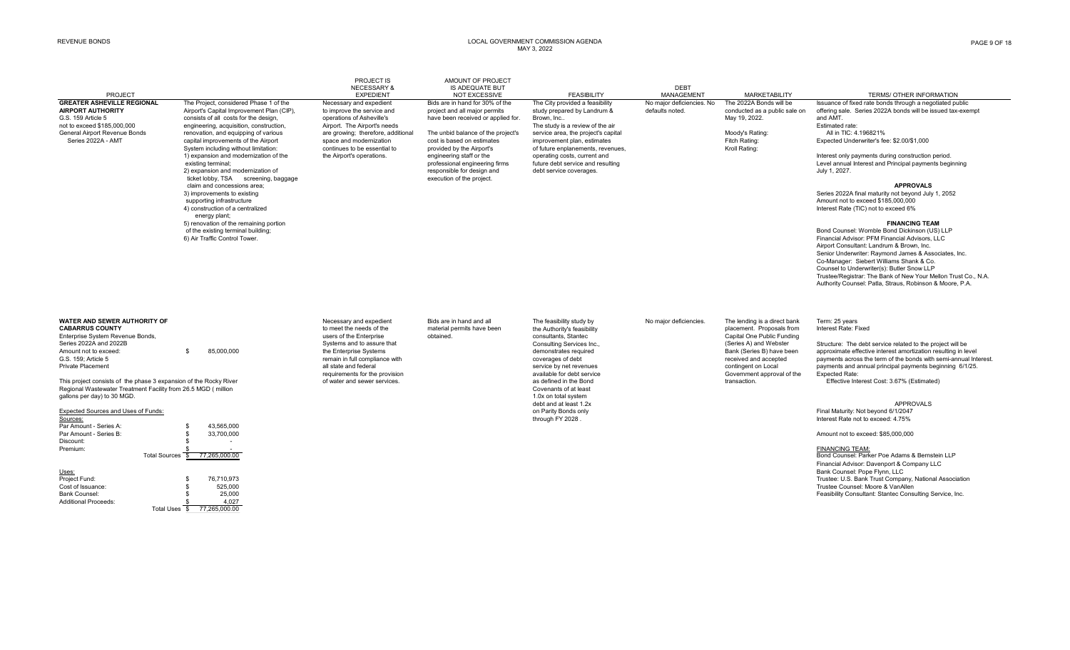| PROJECT | | PROJECT IS NECESSARY & EXPEDIENT | AMOUNT OF PROJECT IS ADEQUATE BUT NOT EXCESSIVE | FEASIBILITY | DEBT MANAGEMENT | MARKETABILITY | TERMS/ OTHER INFORMATION |
|---|---|---|---|---|---|---|---|
| **GREATER ASHEVILLE REGIONAL AIRPORT AUTHORITY**<br>G.S. 159 Article 5<br>not to exceed $185,000,000<br>General Airport Revenue Bonds<br>Series 2022A - AMT | The Project, considered Phase 1 of the Airport's Capital Improvement Plan (CIP), consists of all costs for the design, engineering, acquisition, construction, renovation, and equipping of various capital improvements of the Airport System including without limitation:<br>1) expansion and modernization of the existing terminal;<br>2) expansion and modernization of ticket lobby, TSA screening, baggage claim and concessions area;<br>3) improvements to existing supporting infrastructure<br>4) construction of a centralized energy plant;<br>5) renovation of the remaining portion of the existing terminal building;<br>6) Air Traffic Control Tower. | Necessary and expedient to improve the service and operations of Asheville's Airport. The Airport's needs are growing; therefore, additional space and modernization continues to be essential to the Airport's operations. | Bids are in hand for 30% of the project and all major permits have been received or applied for.<br><br>The unbid balance of the project's cost is based on estimates provided by the Airport's engineering staff or the professional engineering firms responsible for design and execution of the project. | The City provided a feasibility study prepared by Landrum & Brown, Inc..<br>The study is a review of the air service area, the project's capital improvement plan, estimates of future enplanements, revenues, operating costs, current and future debt service and resulting debt service coverages. | No major deficiencies. No defaults noted. | The 2022A Bonds will be conducted as a public sale on May 19, 2022.<br><br>Moody's Rating:<br>Fitch Rating:<br>Kroll Rating: | Issuance of fixed rate bonds through a negotiated public offering sale. Series 2022A bonds will be issued tax-exempt and AMT.<br>Estimated rate:<br>All in TIC: 4.196821%<br>Expected Underwriter's fee: $2.00/$1,000<br><br>Interest only payments during construction period.<br>Level annual Interest and Principal payments beginning July 1, 2027.<br><br>**APPROVALS**<br>Series 2022A final maturity not beyond July 1, 2052<br>Amount not to exceed $185,000,000<br>Interest Rate (TIC) not to exceed 6%<br><br>**FINANCING TEAM**<br>Bond Counsel: Womble Bond Dickinson (US) LLP<br>Financial Advisor: PFM Financial Advisors, LLC<br>Airport Consultant: Landrum & Brown, Inc.<br>Senior Underwriter: Raymond James & Associates, Inc.<br>Co-Manager: Siebert Williams Shank & Co.<br>Counsel to Underwriter(s): Butler Snow LLP<br>Trustee/Registrar: The Bank of New Your Mellon Trust Co., N.A.<br>Authority Counsel: Patla, Straus, Robinson & Moore, P.A. |
| **WATER AND SEWER AUTHORITY OF CABARRUS COUNTY**<br>Enterprise System Revenue Bonds, Series 2022A and 2022B<br>Amount not to exceed: $ 85,000,000<br>G.S. 159: Article 5<br>Private Placement<br><br>This project consists of the phase 3 expansion of the Rocky River Regional Wastewater Treatment Facility from 26.5 MGD ( million gallons per day) to 30 MGD.<br><br>Expected Sources and Uses of Funds:<br>Sources:<br>Par Amount - Series A: $ 43,565,000<br>Par Amount - Series B: $ 33,700,000<br>Discount: $ -<br>Premium: $ -<br>Total Sources $ 77,265,000.00<br><br>Uses:<br>Project Fund: $ 76,710,973<br>Cost of Issuance: $ 525,000<br>Bank Counsel: $ 25,000<br>Additional Proceeds: $ 4,027<br>Total Uses $ 77,265,000.00 | | Necessary and expedient to meet the needs of the users of the Enterprise Systems and to assure that the Enterprise Systems remain in full compliance with all state and federal requirements for the provision of water and sewer services. | Bids are in hand and all material permits have been obtained. | The feasibility study by the Authority's feasibility consultants, Stantec Consulting Services Inc., demonstrates required coverages of debt service by net revenues available for debt service as defined in the Bond Covenants of at least 1.0x on total system debt and at least 1.2x on Parity Bonds only through FY 2028 . | No major deficiencies. | The lending is a direct bank placement. Proposals from Capital One Public Funding (Series A) and Webster Bank (Series B) have been received and accepted contingent on Local Government approval of the transaction. | Term: 25 years<br>Interest Rate: Fixed<br><br>Structure: The debt service related to the project will be approximate effective interest amortization resulting in level payments across the term of the bonds with semi-annual Interest. payments and annual principal payments beginning 6/1/25.<br>Expected Rate:<br>Effective Interest Cost: 3.67% (Estimated)<br><br>APPROVALS<br>Final Maturity: Not beyond 6/1/2047<br>Interest Rate not to exceed: 4.75%<br><br>Amount not to exceed: $85,000,000<br><br>FINANCING TEAM:<br>Bond Counsel: Parker Poe Adams & Bernstein LLP<br>Financial Advisor: Davenport & Company LLC<br>Bank Counsel: Pope Flynn, LLC<br>Trustee: U.S. Bank Trust Company, National Association<br>Trustee Counsel: Moore & VanAllen<br>Feasibility Consultant: Stantec Consulting Service, Inc. |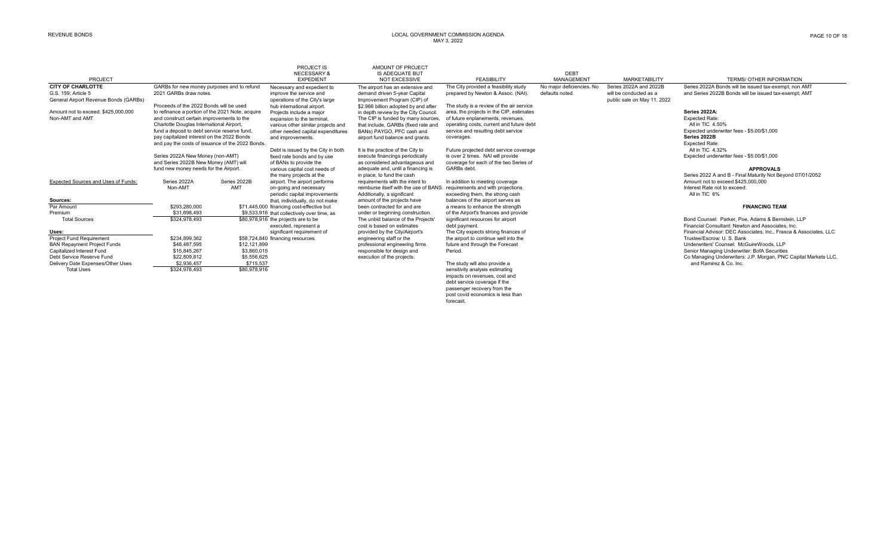| PROJECT | | | PROJECT IS NECESSARY & EXPEDIENT | AMOUNT OF PROJECT IS ADEQUATE BUT NOT EXCESSIVE | FEASIBILITY | DEBT MANAGEMENT | MARKETABILITY | TERMS/ OTHER INFORMATION |
|---|---|---|---|---|---|---|---|---|
| **CITY OF CHARLOTTE** G.S. 159; Article 5 General Airport Revenue Bonds (GARBs) Amount not to exceed: $425,000,000 Non-AMT and AMT | GARBs for new money purposes and to refund 2021 GARBs draw notes. Proceeds of the 2022 Bonds will be used to refinance a portion of the 2021 Note, acquire and construct certain improvements to the Charlotte Douglas International Airport, fund a deposit to debt service reserve fund, pay capitalized interest on the 2022 Bonds and pay the costs of issuance of the 2022 Bonds. Series 2022A New Money (non-AMT) and Series 2022B New Money (AMT) will fund new money needs for the Airport. | | Necessary and expedient to improve the service and operations of the City's large hub international airport. Projects include a major expansion to the terminal, various other similar projects and other needed capital expenditures and improvements. Debt is issued by the City in both fixed rate bonds and by use of BANs to provide the various capital cost needs of the many projects at the airport. The airport performs on-going and necessary periodic capital improvements that, individually, do not make financing cost-effective but that collectively over time, as the projects are to be executed, represent a significant requirement of financing resources. | The airport has an extensive and demand driven 5-year Capital Improvement Program (CIP) of $2.966 billion adopted by and after in depth review by the City Council. The CIP is funded by many sources, that include, GARBs (fixed rate and BANs) PAYGO, PFC cash and airport fund balance and grants. It is the practice of the City to execute financings periodically as considered advantageous and adequate and, until a financing is in place, to fund the cash requirements with the intent to reimburse itself with the use of BANS. Additionally, a significant amount of the projects have been contracted for and are under or beginning construction. The unbid balance of the Projects' cost is based on estimates provided by the City/Airport's engineering staff or the professional engineering firms responsible for design and execution of the projects. | The City provided a feasibility study prepared by Newton & Assoc. (NAI). The study is a review of the air service area, the projects in the CIP, estimates of future enplanements, revenues, operating costs, current and future debt service and resulting debt service coverages. Future projected debt service coverage is over 2 times. NAI will provide coverage for each of the two Series of GARBs debt. In addition to meeting coverage requirements and with projections exceeding them, the strong cash balances of the airport serves as a means to enhance the strength of the Airport's finances and provide significant resources for airport debt payment. The City expects strong finances of the airport to continue well into the future and through the Forecast Period. The study will also provide a sensitivity analysis estimating impacts on revenues, cost and debt service coverage if the passenger recovery from the post covid economics is less than forecast. | No major deficiencies. No defaults noted. | Series 2022A and 2022B will be conducted as a public sale on May 11, 2022 | Series 2022A Bonds will be issued tax-exempt; non AMT and Series 2022B Bonds will be issued tax-exempt; AMT |

**Expected Sources and Uses of Funds:**

| | Series 2022A Non-AMT | Series 2022B AMT |
|---|---|---|
| **Sources:** | | |
| Par Amount | $293,280,000 | $71,445,000 |
| Premium | $31,698,493 | $9,533,916 |
| Total Sources | $324,978,493 | $80,978,916 |
| **Uses:** | | |
| Project Fund Requirement | $234,899,362 | $58,724,840 |
| BAN Repayment Project Funds | $48,487,595 | $12,121,899 |
| Capitalized Interest Fund | $15,845,267 | $3,860,015 |
| Debt Service Reserve Fund | $22,809,812 | $5,556,625 |
| Delivery Date Expenses/Other Uses | $2,936,457 | $715,537 |
| Total Uses | $324,978,493 | $80,978,916 |

**Series 2022A:**
Expected Rate:
All in TIC 4.50%
Expected underwriter fees - $5.00/$1,000

**Series 2022B**
Expected Rate:
All in TIC 4.32%
Expected underwriter fees - $5.00/$1,000

**APPROVALS**

Series 2022 A and B - Final Maturity Not Beyond 07/01/2052
Amount not to exceed $425,000,000
Interest Rate not to exceed:
All in TIC 6%

**FINANCING TEAM**

Bond Counsel: Parker, Poe, Adams & Bernstein, LLP
Financial Consultant: Newton and Associates, Inc.
Financial Advisor: DEC Associates, Inc., Frasca & Associates, LLC
Trustee/Escrow: U. S. Bank
Underwriters' Counsel: McGuireWoods, LLP
Senior Managing Underwriter: BofA Securities
Co Managing Underwriters: J.P. Morgan, PNC Capital Markets LLC, and Ramirez & Co. Inc.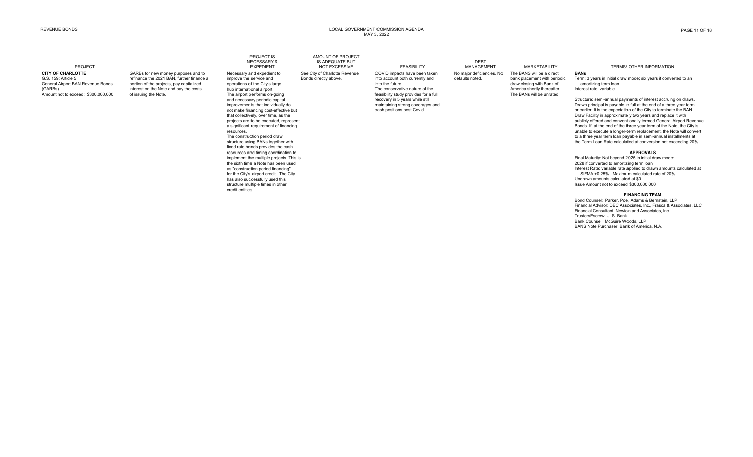| PROJECT | | PROJECT IS NECESSARY & EXPEDIENT | AMOUNT OF PROJECT IS ADEQUATE BUT NOT EXCESSIVE | FEASIBILITY | DEBT MANAGEMENT | MARKETABILITY | TERMS/ OTHER INFORMATION |
|---|---|---|---|---|---|---|---|
| **CITY OF CHARLOTTE**<br>G.S. 159; Article 5<br>General Airport BAN Revenue Bonds (GARBs)<br>Amount not to exceed: $300,000,000 | GARBs for new money purposes and to refinance the 2021 BAN, further finance a portion of the projects, pay capitalized interest on the Note and pay the costs of issuing the Note. | Necessary and expedient to improve the service and operations of the City's large hub international airport.<br>The airport performs on-going and necessary periodic capital improvements that individually do not make financing cost-effective but that collectively, over time, as the projects are to be executed, represent a significant requirement of financing resources.<br>The construction period draw structure using BANs together with fixed rate bonds provides the cash resources and timing coordination to implement the multiple projects. This is the sixth time a Note has been used as "construction period financing" for the City's airport credit. The City has also successfully used this structure multiple times in other credit entities. | See City of Charlotte Revenue Bonds directly above. | COVID impacts have been taken into account both currently and into the future.<br>The conservative nature of the feasibility study provides for a full recovery in 5 years while still maintaining strong coverages and cash positions post Covid. | No major deficiencies. No defaults noted. | The BANS will be a direct bank placement with periodic draw closing with Bank of America shortly thereafter.<br>The BANs will be unrated. | **BANs**<br>Term: 3 years in initial draw mode; six years if converted to an amortizing term loan.<br>Interest rate: variable<br><br>Structure: semi-annual payments of interest accruing on draws. Drawn principal is payable in full at the end of a three year term or earlier. It is the expectation of the City to terminate the BAN Draw Facility in approximately two years and replace it with publicly offered and conventionally termed General Airport Revenue Bonds. If, at the end of the three year term of the Note, the City is unable to execute a longer-term replacement, the Note will convert to a three year term loan payable in semi-annual installments at the Term Loan Rate calculated at conversion not exceeding 20%.<br><br>**APPROVALS**<br>Final Maturity: Not beyond 2025 in initial draw mode: 2028 if converted to amortizing term loan<br>Interest Rate: variable rate applied to drawn amounts calculated at SIFMA +0.25%. Maximum calculated rate of 20%<br>Undrawn amounts calculated at $0<br>Issue Amount not to exceed $300,000,000<br><br>**FINANCING TEAM**<br>Bond Counsel: Parker, Poe, Adams & Bernstein, LLP<br>Financial Advisor: DEC Associates, Inc., Frasca & Associates, LLC<br>Financial Consultant: Newton and Associates, Inc.<br>Trustee/Escrow: U. S. Bank<br>Bank Counsel: McGuire Woods, LLP<br>BANS Note Purchaser: Bank of America, N.A. |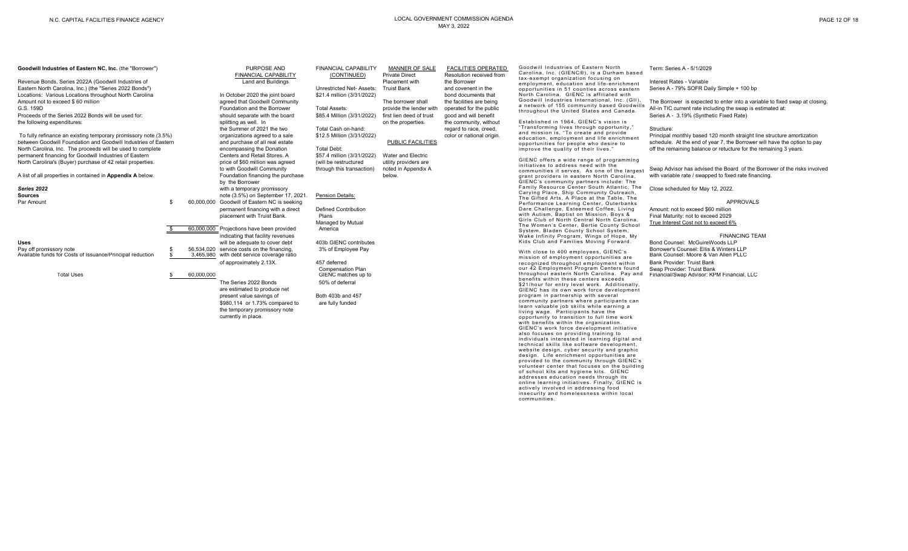**Goodwill Industries of Eastern NC, Inc.** (the "Borrower")

Revenue Bonds, Series 2022A (Goodwill Industries of Eastern North Carolina, Inc.) (the "Series 2022 Bonds")
Locations: Various Locations throughout North Carolina
Amount not to exceed $ 60 million
G.S. 159D
Proceeds of the Series 2022 Bonds will be used for:
the following expenditures:

To fully refinance an existing temporary promissory note (3.5%) between Goodwill Foundation and Goodwill Industries of Eastern North Carolina, Inc. The proceeds will be used to complete permanent financing for Goodwill Industries of Eastern North Carolina's (Buyer) purchase of 42 retail properties.

A list of all properties in contained in **Appendix A** below.

***Series 2022***

| | | |
|---|---|---|
| **Sources** | | |
| Par Amount | $ | 60,000,000 |
| | $ | 60,000,000 |
| **Uses** | | |
| Pay off promissory note | $ | 56,534,020 |
| Available funds for Costs of Issuance/Principal reduction | $ | 3,465,980 |
| Total Uses | $ | 60,000,000 |

PURPOSE AND FINANCIAL CAPABILITY
Land and Buildings

In October 2020 the joint board agreed that Goodwill Community Foundation and the Borrower should separate with the board splitting as well. In the Summer of 2021 the two organizations agreed to a sale and purchase of all real estate encompassing the Donation Centers and Retail Stores. A price of $60 million was agreed to with Goodwill Community Foundation financing the purchase by the Borrower with a temporary promissory note (3.5%) on September 17, 2021. Goodwill of Eastern NC is seeking permanent financing with a direct placement with Truist Bank.

Projections have been provided indicating that facility revenues will be adequate to cover debt service costs on the financing, with debt service coverage ratio of approximately 2.13X.

The Series 2022 Bonds are estimated to produce net present value savings of $980,114 or 1.73% compared to the temporary promissory note currently in place.

FINANCIAL CAPABILITY (CONTINUED)

Unrestricted Net- Assets: $21.4 million (3/31/2022)

Total Assets: $85.4 Million (3/31/2022)

Total Cash on-hand: $12.5 Million (3/31/2022)

Total Debt: $57.4 million (3/31/2022) (will be restructured through this transaction)

Pension Details:

Defined Contribution Plans
Managed by Mutual America

403b GIENC contributes 3% of Employee Pay

457 deferred Compensation Plan GIENC matches up to 50% of deferral

Both 403b and 457 are fully funded

MANNER OF SALE
Private Direct Placement with Truist Bank

The borrower shall provide the lender with first lien deed of trust on the properties.

PUBLIC FACILITIES

Water and Electric utility providers are noted in Appendix A below.

FACILITIES OPERATED
Resolution received from the Borrower and covenent in the bond documents that the facilities are being operated for the public good and will benefit the community, without regard to race, creed, color or national origin.

Goodwill Industries of Eastern North Carolina, Inc. (GIENC®), is a Durham based tax-exempt organization focusing on employment, education and life-enrichment opportunities in 51 counties across eastern North Carolina. GIENC is affiliated with Goodwill Industries International, Inc. (GII), a network of 155 community based Goodwills throughout the United States and Canada.

Established in 1964, GIENC's vision is "Transforming lives through opportunity," and mission is, "To create and provide education, employment and life enrichment opportunities for people who desire to improve the quality of their lives."

GIENC offers a wide range of programming initiatives to address need with the communities it serves. As one of the largest grant providers in eastern North Carolina, GIENC's community partners include: The Family Resource Center South Atlantic, The Carrying Place, Ship Community Outreach, The Gifted Arts, A Place at the Table, The Performance Learning Center, Outerbanks Dare Challenge, Esteemed Coffee, Living with Autism, Baptist on Mission, Boys & Girls Club of North Central North Carolina, The Women's Center, Bertie County School System, Bladen County School System, Wake Infinity Program, Wings of Hope, My Kids Club and Families Moving Forward.

With close to 400 employees, GIENC's mission of employment opportunities are recognized throughout employment within our 42 Employment Program Centers found throughout eastern North Carolina. Pay and benefits within these centers exceeds $21/hour for entry level work. Additionally, GIENC has its own work force development program in partnership with several community partners where participants can learn valuable job skills while earning a living wage. Participants have the opportunity to transition to full time work with benefits within the organization. GIENC's work force development initiative also focuses on providing training to individuals interested in learning digital and technical skills like software development, website design, cyber security and graphic design. Life enrichment opportunities are provided to the community through GIENC's volunteer center that focuses on the building of school kits and hygiene kits. GIENC addresses education needs through its online learning initiatives. Finally, GIENC is actively involved in addressing food insecurity and homelessness within local communities.

Term: Series A - 5/1/2029

Interest Rates - Variable
Series A - 79% SOFR Daily Simple + 100 bp

The Borrower is expected to enter into a variable to fixed swap at closing. All-in TIC current rate including the swap is estimated at:
Series A - 3.19% (Synthetic Fixed Rate)

Structure:
Principal monthly based 120 month straight line structure amortization schedule. At the end of year 7, the Borrower will have the option to pay off the remaining balance or retucture for the remaining 3 years.

Swap Advisor has advised the Board of the Borrower of the risks involved with variable rate / swapped to fixed rate financing.

Close scheduled for May 12, 2022.

APPROVALS

Amount: not to exceed $60 million
Final Maturity: not to exceed 2029
True Interest Cost not to exceed 6%

FINANCING TEAM

Bond Counsel: McGuireWoods LLP
Borrower's Counsel: Ellis & Winters LLP
Bank Counsel: Moore & Van Allen PLLC
Bank Provider: Truist Bank
Swap Provider: Truist Bank
Financial/Swap Advisor: KPM Financial, LLC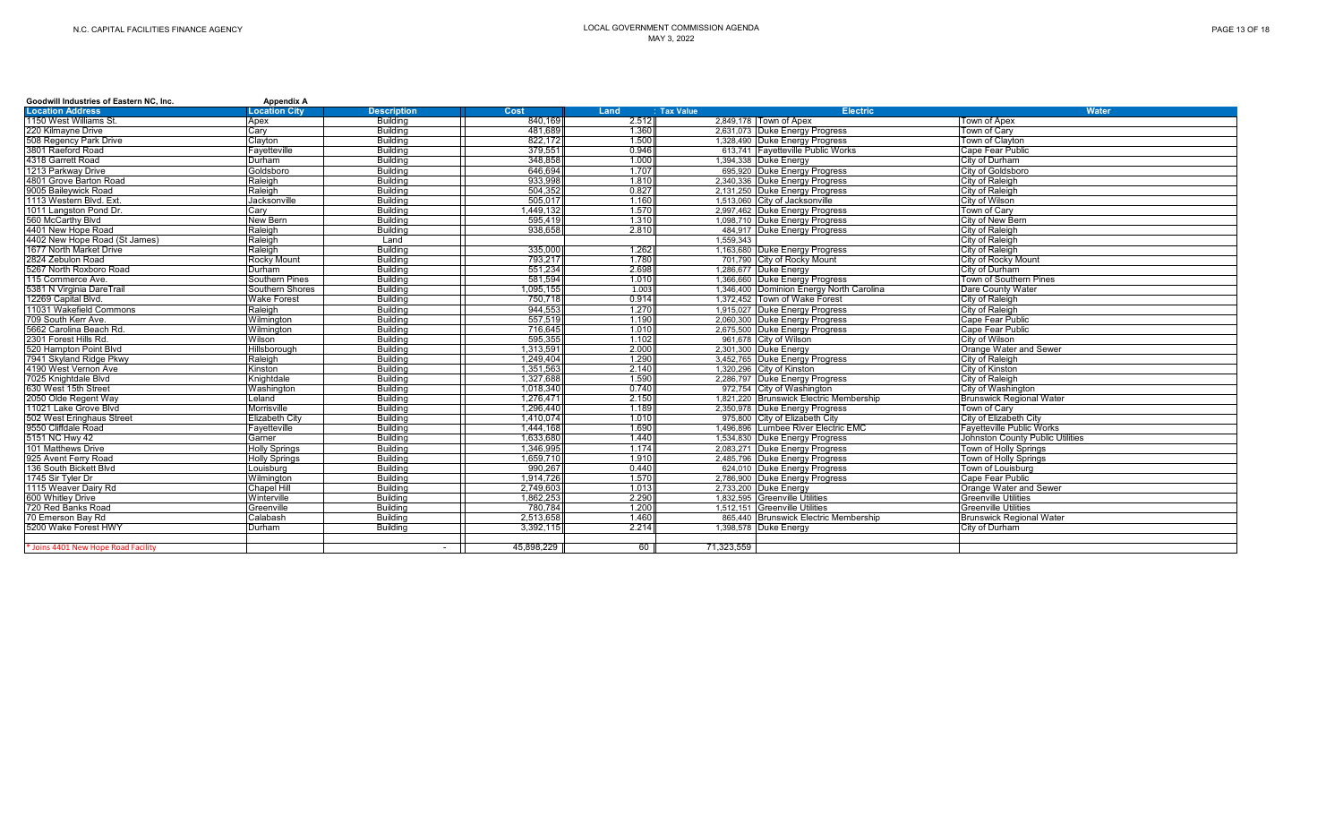**Goodwill Industries of Eastern NC, Inc.** **Appendix A**

| Location Address | Location City | Description | Cost | Land | Tax Value | Electric | Water |
|---|---|---|---|---|---|---|---|
| 1150 West Williams St. | Apex | Building | 840,169 | 2.512 | 2,849,178 | Town of Apex | Town of Apex |
| 220 Kilmayne Drive | Cary | Building | 481,689 | 1.360 | 2,631,073 | Duke Energy Progress | Town of Cary |
| 508 Regency Park Drive | Clayton | Building | 822,172 | 1.500 | 1,328,490 | Duke Energy Progress | Town of Clayton |
| 3801 Raeford Road | Fayetteville | Building | 379,551 | 0.946 | 613,741 | Fayetteville Public Works | Cape Fear Public |
| 4318 Garrett Road | Durham | Building | 348,858 | 1.000 | 1,394,338 | Duke Energy | City of Durham |
| 1213 Parkway Drive | Goldsboro | Building | 646,694 | 1.707 | 695,920 | Duke Energy Progress | City of Goldsboro |
| 4801 Grove Barton Road | Raleigh | Building | 933,998 | 1.810 | 2,340,336 | Duke Energy Progress | City of Raleigh |
| 9005 Baileywick Road | Raleigh | Building | 504,352 | 0.827 | 2,131,250 | Duke Energy Progress | City of Raleigh |
| 1113 Western Blvd. Ext. | Jacksonville | Building | 505,017 | 1.160 | 1,513,060 | City of Jacksonville | City of Wilson |
| 1011 Langston Pond Dr. | Cary | Building | 1,449,132 | 1.570 | 2,997,462 | Duke Energy Progress | Town of Cary |
| 560 McCarthy Blvd | New Bern | Building | 595,419 | 1.310 | 1,098,710 | Duke Energy Progress | City of New Bern |
| 4401 New Hope Road | Raleigh | Building | 938,658 | 2.810 | 484,917 | Duke Energy Progress | City of Raleigh |
| 4402 New Hope Road (St James) | Raleigh | Land | | | 1,559,343 | | City of Raleigh |
| 1677 North Market Drive | Raleigh | Building | 335,000 | 1.262 | 1,163,680 | Duke Energy Progress | City of Raleigh |
| 2824 Zebulon Road | Rocky Mount | Building | 793,217 | 1.780 | 701,790 | City of Rocky Mount | City of Rocky Mount |
| 5267 North Roxboro Road | Durham | Building | 551,234 | 2.698 | 1,286,677 | Duke Energy | City of Durham |
| 115 Commerce Ave. | Southern Pines | Building | 581,594 | 1.010 | 1,366,660 | Duke Energy Progress | Town of Southern Pines |
| 5381 N Virginia DareTrail | Southern Shores | Building | 1,095,155 | 1.003 | 1,346,400 | Dominion Energy North Carolina | Dare County Water |
| 12269 Capital Blvd. | Wake Forest | Building | 750,718 | 0.914 | 1,372,452 | Town of Wake Forest | City of Raleigh |
| 11031 Wakefield Commons | Raleigh | Building | 944,553 | 1.270 | 1,915,027 | Duke Energy Progress | City of Raleigh |
| 709 South Kerr Ave. | Wilmington | Building | 557,519 | 1.190 | 2,060,300 | Duke Energy Progress | Cape Fear Public |
| 5662 Carolina Beach Rd. | Wilmington | Building | 716,645 | 1.010 | 2,675,500 | Duke Energy Progress | Cape Fear Public |
| 2301 Forest Hills Rd. | Wilson | Building | 595,355 | 1.102 | 961,678 | City of Wilson | City of Wilson |
| 520 Hampton Point Blvd | Hillsborough | Building | 1,313,591 | 2.000 | 2,301,300 | Duke Energy | Orange Water and Sewer |
| 7941 Skyland Ridge Pkwy | Raleigh | Building | 1,249,404 | 1.290 | 3,452,765 | Duke Energy Progress | City of Raleigh |
| 4190 West Vernon Ave | Kinston | Building | 1,351,563 | 2.140 | 1,320,296 | City of Kinston | City of Kinston |
| 7025 Knightdale Blvd | Knightdale | Building | 1,327,688 | 1.590 | 2,286,797 | Duke Energy Progress | City of Raleigh |
| 630 West 15th Street | Washington | Building | 1,018,340 | 0.740 | 972,754 | City of Washington | City of Washington |
| 2050 Olde Regent Way | Leland | Building | 1,276,471 | 2.150 | 1,821,220 | Brunswick Electric Membership | Brunswick Regional Water |
| 11021 Lake Grove Blvd | Morrisville | Building | 1,296,440 | 1.189 | 2,350,978 | Duke Energy Progress | Town of Cary |
| 502 West Ehringhaus Street | Elizabeth City | Building | 1,410,074 | 1.010 | 975,800 | City of Elizabeth City | City of Elizabeth City |
| 9550 Cliffdale Road | Fayetteville | Building | 1,444,188 | 1.690 | 1,496,896 | Lumbee River Electric EMC | Fayetteville Public Works |
| 5151 NC Hwy 42 | Garner | Building | 1,633,680 | 1.440 | 1,534,830 | Duke Energy Progress | Johnston County Public Utilities |
| 101 Matthews Drive | Holly Springs | Building | 1,346,995 | 1.174 | 2,083,271 | Duke Energy Progress | Town of Holly Springs |
| 925 Avent Ferry Road | Holly Springs | Building | 1,659,710 | 1.910 | 2,485,796 | Duke Energy Progress | Town of Holly Springs |
| 136 South Bickett Blvd | Louisburg | Building | 990,267 | 0.440 | 624,010 | Duke Energy Progress | Town of Louisburg |
| 1745 Sir Tyler Dr | Wilmington | Building | 1,914,726 | 1.570 | 2,786,900 | Duke Energy Progress | Cape Fear Public |
| 1115 Weaver Dairy Rd | Chapel Hill | Building | 2,749,603 | 1.013 | 2,733,200 | Duke Energy | Orange Water and Sewer |
| 600 Whitley Drive | Winterville | Building | 1,862,253 | 2.290 | 1,832,595 | Greenville Utilities | Greenville Utilities |
| 720 Red Banks Road | Greenville | Building | 780,784 | 1.200 | 1,512,151 | Greenville Utilities | Greenville Utilities |
| 70 Emerson Bay Rd | Calabash | Building | 2,513,658 | 1.460 | 865,440 | Brunswick Electric Membership | Brunswick Regional Water |
| 5200 Wake Forest HWY | Durham | Building | 3,392,115 | 2.214 | 1,398,578 | Duke Energy | City of Durham |
| | | | | | | | |
| * Joins 4401 New Hope Road Facility | | - | 45,898,229 | 60 | 71,323,559 | | |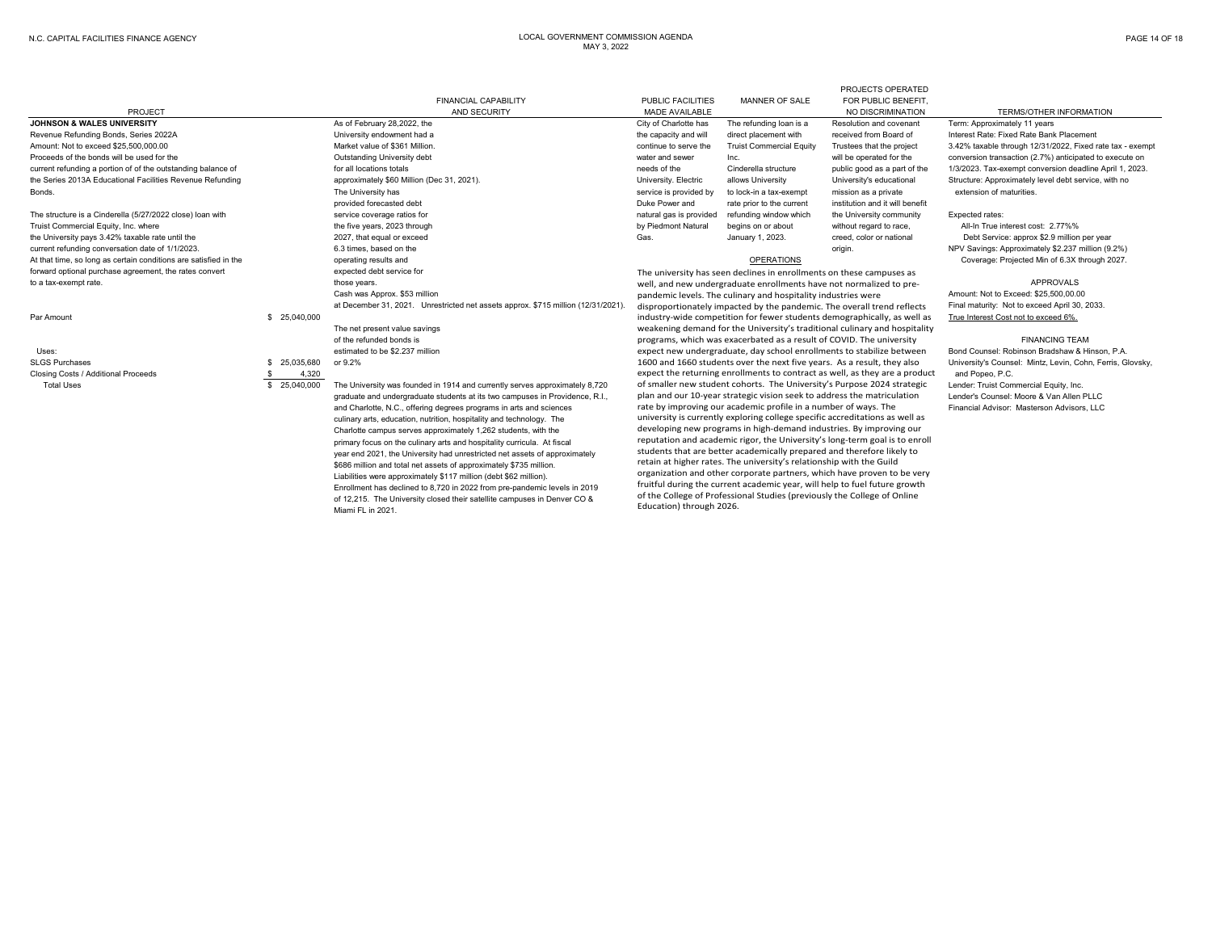| PROJECT | FINANCIAL CAPABILITY AND SECURITY | PUBLIC FACILITIES MADE AVAILABLE | MANNER OF SALE | PROJECTS OPERATED FOR PUBLIC BENEFIT, NO DISCRIMINATION | TERMS/OTHER INFORMATION |
|---|---|---|---|---|---|

## JOHNSON & WALES UNIVERSITY

**PROJECT**

Revenue Refunding Bonds, Series 2022A
Amount: Not to exceed $25,500,000.00
Proceeds of the bonds will be used for the current refunding a portion of the outstanding balance of the Series 2013A Educational Facilities Revenue Refunding Bonds.

The structure is a Cinderella (5/27/2022 close) loan with Truist Commercial Equity, Inc. where the University pays 3.42% taxable rate until the current refunding conversation date of 1/1/2023. At that time, so long as certain conditions are satisfied in the forward optional purchase agreement, the rates convert to a tax-exempt rate.

| | |
|---|---|
| Par Amount | $ 25,040,000 |
| Uses: | |
| SLGS Purchases | $ 25,035,680 |
| Closing Costs / Additional Proceeds | $ 4,320 |
| Total Uses | $ 25,040,000 |

**FINANCIAL CAPABILITY AND SECURITY**

As of February 28,2022, the University endowment had a Market value of $361 Million. Outstanding University debt for all locations totals approximately $60 Million (Dec 31, 2021). The University has provided forecasted debt service coverage ratios for the five years, 2023 through 2027, that equal or exceed 6.3 times, based on the operating results and expected debt service for those years.
Cash was Approx. $53 million at December 31, 2021. Unrestricted net assets approx. $715 million (12/31/2021).

The net present value savings of the refunded bonds is estimated to be $2.237 million or 9.2%

The University was founded in 1914 and currently serves approximately 8,720 graduate and undergraduate students at its two campuses in Providence, R.I., and Charlotte, N.C., offering degrees programs in arts and sciences culinary arts, education, nutrition, hospitality and technology. The Charlotte campus serves approximately 1,262 students, with the primary focus on the culinary arts and hospitality curricula. At fiscal year end 2021, the University had unrestricted net assets of approximately $686 million and total net assets of approximately $735 million. Liabilities were approximately $117 million (debt $62 million). Enrollment has declined to 8,720 in 2022 from pre-pandemic levels in 2019 of 12,215. The University closed their satellite campuses in Denver CO & Miami FL in 2021.

**PUBLIC FACILITIES MADE AVAILABLE**

City of Charlotte has the capacity and will continue to serve the water and sewer needs of the University. Electric service is provided by Duke Power and natural gas is provided by Piedmont Natural Gas.

**MANNER OF SALE**

The refunding loan is a direct placement with Truist Commercial Equity Inc. Cinderella structure allows University to lock-in a tax-exempt rate prior to the current refunding window which begins on or about January 1, 2023.

**PROJECTS OPERATED FOR PUBLIC BENEFIT, NO DISCRIMINATION**

Resolution and covenant received from Board of Trustees that the project will be operated for the public good as a part of the University's educational mission as a private institution and it will benefit the University community without regard to race, creed, color or national origin.

**OPERATIONS**

The university has seen declines in enrollments on these campuses as well, and new undergraduate enrollments have not normalized to pre-pandemic levels. The culinary and hospitality industries were disproportionately impacted by the pandemic. The overall trend reflects industry-wide competition for fewer students demographically, as well as weakening demand for the University's traditional culinary and hospitality programs, which was exacerbated as a result of COVID. The university expect new undergraduate, day school enrollments to stabilize between 1600 and 1660 students over the next five years. As a result, they also expect the returning enrollments to contract as well, as they are a product of smaller new student cohorts. The University's Purpose 2024 strategic plan and our 10-year strategic vision seek to address the matriculation rate by improving our academic profile in a number of ways. The university is currently exploring college specific accreditations as well as developing new programs in high-demand industries. By improving our reputation and academic rigor, the University's long-term goal is to enroll students that are better academically prepared and therefore likely to retain at higher rates. The university's relationship with the Guild organization and other corporate partners, which have proven to be very fruitful during the current academic year, will help to fuel future growth of the College of Professional Studies (previously the College of Online Education) through 2026.

**TERMS/OTHER INFORMATION**

Term: Approximately 11 years
Interest Rate: Fixed Rate Bank Placement
3.42% taxable through 12/31/2022, Fixed rate tax - exempt conversion transaction (2.7%) anticipated to execute on 1/3/2023. Tax-exempt conversion deadline April 1, 2023.
Structure: Approximately level debt service, with no extension of maturities.

Expected rates:
All-In True interest cost: 2.77%%
Debt Service: approx $2.9 million per year
NPV Savings: Approximately $2.237 million (9.2%)
Coverage: Projected Min of 6.3X through 2027.

**APPROVALS**

Amount: Not to Exceed: $25,500,00.00
Final maturity: Not to exceed April 30, 2033.
True Interest Cost not to exceed 6%.

**FINANCING TEAM**

Bond Counsel: Robinson Bradshaw & Hinson, P.A.
University's Counsel: Mintz, Levin, Cohn, Ferris, Glovsky, and Popeo, P.C.
Lender: Truist Commercial Equity, Inc.
Lender's Counsel: Moore & Van Allen PLLC
Financial Advisor: Masterson Advisors, LLC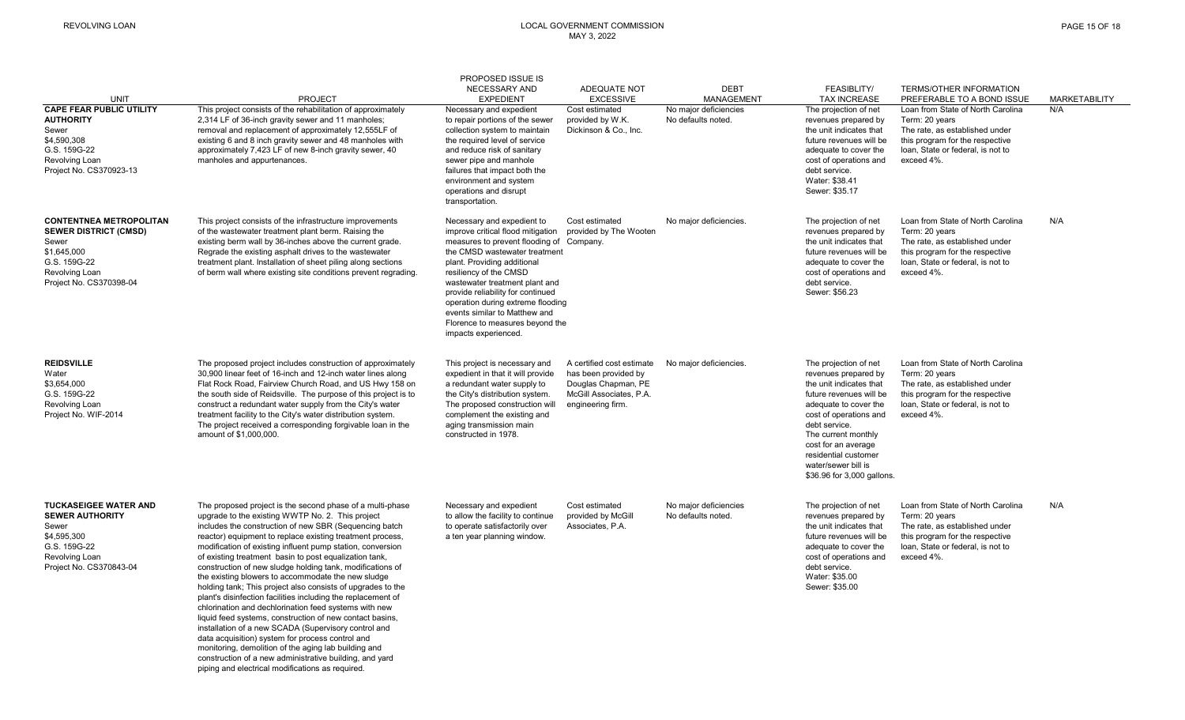| UNIT | PROJECT | PROPOSED ISSUE IS NECESSARY AND EXPEDIENT | ADEQUATE NOT EXCESSIVE | DEBT MANAGEMENT | FEASIBLITY/ TAX INCREASE | TERMS/OTHER INFORMATION PREFERABLE TO A BOND ISSUE | MARKETABILITY |
|---|---|---|---|---|---|---|---|
| **CAPE FEAR PUBLIC UTILITY AUTHORITY**<br>Sewer<br>$4,590,308<br>G.S. 159G-22<br>Revolving Loan<br>Project No. CS370923-13 | This project consists of the rehabilitation of approximately 2,314 LF of 36-inch gravity sewer and 11 manholes; removal and replacement of approximately 12,555LF of existing 6 and 8 inch gravity sewer and 48 manholes with approximately 7,423 LF of new 8-inch gravity sewer, 40 manholes and appurtenances. | Necessary and expedient to repair portions of the sewer collection system to maintain the required level of service and reduce risk of sanitary sewer pipe and manhole failures that impact both the environment and system operations and disrupt transportation. | Cost estimated provided by W.K. Dickinson & Co., Inc. | No major deficiencies<br>No defaults noted. | The projection of net revenues prepared by the unit indicates that future revenues will be adequate to cover the cost of operations and debt service.<br>Water: $38.41<br>Sewer: $35.17 | Loan from State of North Carolina<br>Term: 20 years<br>The rate, as established under this program for the respective loan, State or federal, is not to exceed 4%. | N/A |
| **CONTENTNEA METROPOLITAN SEWER DISTRICT (CMSD)**<br>Sewer<br>$1,645,000<br>G.S. 159G-22<br>Revolving Loan<br>Project No. CS370398-04 | This project consists of the infrastructure improvements of the wastewater treatment plant berm. Raising the existing berm wall by 36-inches above the current grade. Regrade the existing asphalt drives to the wastewater treatment plant. Installation of sheet piling along sections of berm wall where existing site conditions prevent regrading. | Necessary and expedient to improve critical flood mitigation measures to prevent flooding of the CMSD wastewater treatment plant. Providing additional resiliency of the CMSD wastewater treatment plant and provide reliability for continued operation during extreme flooding events similar to Matthew and Florence to measures beyond the impacts experienced. | Cost estimated provided by The Wooten Company. | No major deficiencies. | The projection of net revenues prepared by the unit indicates that future revenues will be adequate to cover the cost of operations and debt service.<br>Sewer: $56.23 | Loan from State of North Carolina<br>Term: 20 years<br>The rate, as established under this program for the respective loan, State or federal, is not to exceed 4%. | N/A |
| **REIDSVILLE**<br>Water<br>$3,654,000<br>G.S. 159G-22<br>Revolving Loan<br>Project No. WIF-2014 | The proposed project includes construction of approximately 30,900 linear feet of 16-inch and 12-inch water lines along Flat Rock Road, Fairview Church Road, and US Hwy 158 on the south side of Reidsville. The purpose of this project is to construct a redundant water supply from the City's water treatment facility to the City's water distribution system. The project received a corresponding forgivable loan in the amount of $1,000,000. | This project is necessary and expedient in that it will provide a redundant water supply to the City's distribution system. The proposed construction will complement the existing and aging transmission main constructed in 1978. | A certified cost estimate has been provided by Douglas Chapman, PE McGill Associates, P.A. engineering firm. | No major deficiencies. | The projection of net revenues prepared by the unit indicates that future revenues will be adequate to cover the cost of operations and debt service.<br>The current monthly cost for an average residential customer water/sewer bill is $36.96 for 3,000 gallons. | Loan from State of North Carolina<br>Term: 20 years<br>The rate, as established under this program for the respective loan, State or federal, is not to exceed 4%. | |
| **TUCKASEIGEE WATER AND SEWER AUTHORITY**<br>Sewer<br>$4,595,300<br>G.S. 159G-22<br>Revolving Loan<br>Project No. CS370843-04 | The proposed project is the second phase of a multi-phase upgrade to the existing WWTP No. 2. This project includes the construction of new SBR (Sequencing batch reactor) equipment to replace existing treatment process, modification of existing influent pump station, conversion of existing treatment basin to post equalization tank, construction of new sludge holding tank, modifications of the existing blowers to accommodate the new sludge holding tank; This project also consists of upgrades to the plant's disinfection facilities including the replacement of chlorination and dechlorination feed systems with new liquid feed systems, construction of new contact basins, installation of a new SCADA (Supervisory control and data acquisition) system for process control and monitoring, demolition of the aging lab building and construction of a new administrative building, and yard piping and electrical modifications as required. | Necessary and expedient to allow the facility to continue to operate satisfactorily over a ten year planning window. | Cost estimated provided by McGill Associates, P.A. | No major deficiencies<br>No defaults noted. | The projection of net revenues prepared by the unit indicates that future revenues will be adequate to cover the cost of operations and debt service.<br>Water: $35.00<br>Sewer: $35.00 | Loan from State of North Carolina<br>Term: 20 years<br>The rate, as established under this program for the respective loan, State or federal, is not to exceed 4%. | N/A |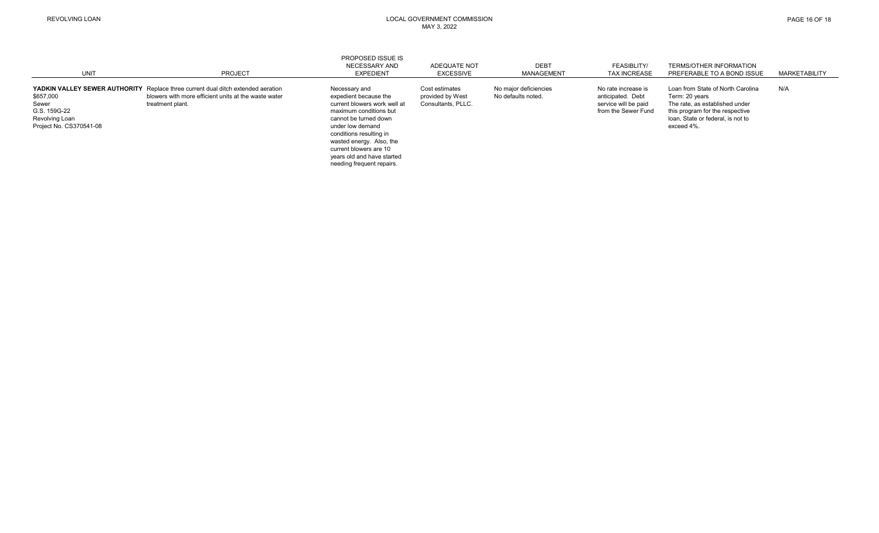| UNIT | PROJECT | PROPOSED ISSUE IS NECESSARY AND EXPEDIENT | ADEQUATE NOT EXCESSIVE | DEBT MANAGEMENT | FEASIBLITY/ TAX INCREASE | TERMS/OTHER INFORMATION PREFERABLE TO A BOND ISSUE | MARKETABILITY |
|---|---|---|---|---|---|---|---|
| **YADKIN VALLEY SEWER AUTHORITY** $657,000 Sewer G.S. 159G-22 Revolving Loan Project No. CS370541-08 | Replace three current dual ditch extended aeration blowers with more efficient units at the waste water treatment plant. | Necessary and expedient because the current blowers work well at maximum conditions but cannot be turned down under low demand conditions resulting in wasted energy. Also, the current blowers are 10 years old and have started needing frequent repairs. | Cost estimates provided by West Consultants, PLLC. | No major deficiencies No defaults noted. | No rate increase is anticipated. Debt service will be paid from the Sewer Fund | Loan from State of North Carolina Term: 20 years The rate, as established under this program for the respective loan, State or federal, is not to exceed 4%. | N/A |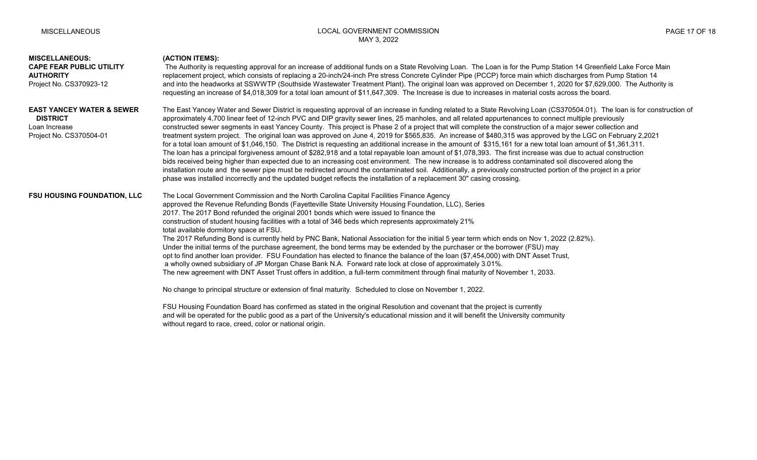## MISCELLANEOUS: (ACTION ITEMS):

**CAPE FEAR PUBLIC UTILITY AUTHORITY**
Project No. CS370923-12

The Authority is requesting approval for an increase of additional funds on a State Revolving Loan. The Loan is for the Pump Station 14 Greenfield Lake Force Main replacement project, which consists of replacing a 20-inch/24-inch Pre stress Concrete Cylinder Pipe (PCCP) force main which discharges from Pump Station 14 and into the headworks at SSWWTP (Southside Wastewater Treatment Plant). The original loan was approved on December 1, 2020 for $7,629,000. The Authority is requesting an increase of $4,018,309 for a total loan amount of $11,647,309. The Increase is due to increases in material costs across the board.

**EAST YANCEY WATER & SEWER DISTRICT**
Loan Increase
Project No. CS370504-01

The East Yancey Water and Sewer District is requesting approval of an increase in funding related to a State Revolving Loan (CS370504.01). The loan is for construction of approximately 4,700 linear feet of 12-inch PVC and DIP gravity sewer lines, 25 manholes, and all related appurtenances to connect multiple previously constructed sewer segments in east Yancey County. This project is Phase 2 of a project that will complete the construction of a major sewer collection and treatment system project. The original loan was approved on June 4, 2019 for $565,835. An increase of $480,315 was approved by the LGC on February 2,2021 for a total loan amount of $1,046,150. The District is requesting an additional increase in the amount of $315,161 for a new total loan amount of $1,361,311. The loan has a principal forgiveness amount of $282,918 and a total repayable loan amount of $1,078,393. The first increase was due to actual construction bids received being higher than expected due to an increasing cost environment. The new increase is to address contaminated soil discovered along the installation route and the sewer pipe must be redirected around the contaminated soil. Additionally, a previously constructed portion of the project in a prior phase was installed incorrectly and the updated budget reflects the installation of a replacement 30" casing crossing.

**FSU HOUSING FOUNDATION, LLC**

The Local Government Commission and the North Carolina Capital Facilities Finance Agency approved the Revenue Refunding Bonds (Fayetteville State University Housing Foundation, LLC), Series 2017. The 2017 Bond refunded the original 2001 bonds which were issued to finance the construction of student housing facilities with a total of 346 beds which represents approximately 21% total available dormitory space at FSU.
The 2017 Refunding Bond is currently held by PNC Bank, National Association for the initial 5 year term which ends on Nov 1, 2022 (2.82%).
Under the initial terms of the purchase agreement, the bond terms may be extended by the purchaser or the borrower (FSU) may opt to find another loan provider. FSU Foundation has elected to finance the balance of the loan ($7,454,000) with DNT Asset Trust, a wholly owned subsidiary of JP Morgan Chase Bank N.A. Forward rate lock at close of approximately 3.01%.
The new agreement with DNT Asset Trust offers in addition, a full-term commitment through final maturity of November 1, 2033.

No change to principal structure or extension of final maturity. Scheduled to close on November 1, 2022.

FSU Housing Foundation Board has confirmed as stated in the original Resolution and covenant that the project is currently and will be operated for the public good as a part of the University's educational mission and it will benefit the University community without regard to race, creed, color or national origin.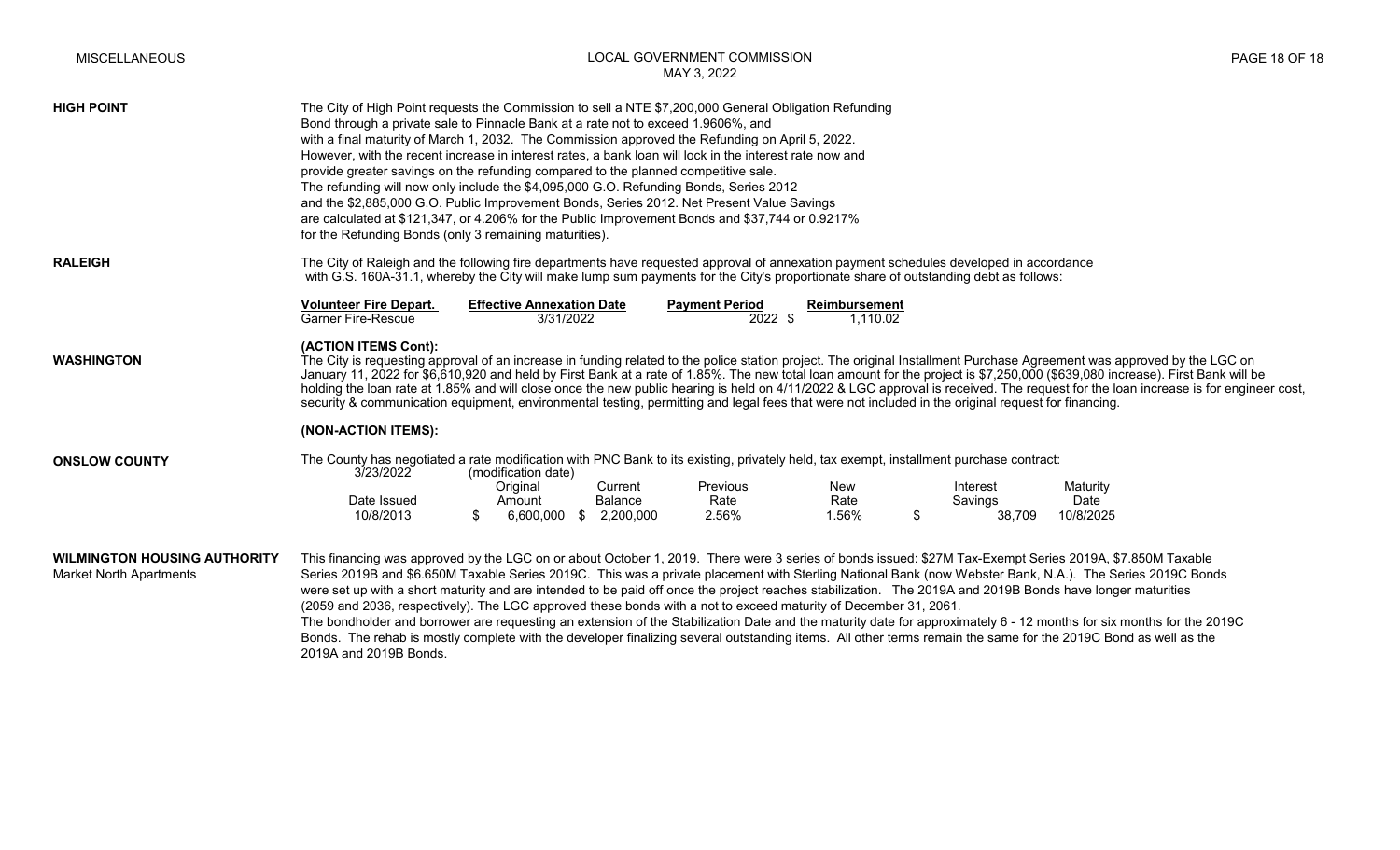**HIGH POINT**

The City of High Point requests the Commission to sell a NTE $7,200,000 General Obligation Refunding Bond through a private sale to Pinnacle Bank at a rate not to exceed 1.9606%, and with a final maturity of March 1, 2032. The Commission approved the Refunding on April 5, 2022. However, with the recent increase in interest rates, a bank loan will lock in the interest rate now and provide greater savings on the refunding compared to the planned competitive sale. The refunding will now only include the $4,095,000 G.O. Refunding Bonds, Series 2012 and the $2,885,000 G.O. Public Improvement Bonds, Series 2012. Net Present Value Savings are calculated at $121,347, or 4.206% for the Public Improvement Bonds and $37,744 or 0.9217% for the Refunding Bonds (only 3 remaining maturities).

**RALEIGH**

The City of Raleigh and the following fire departments have requested approval of annexation payment schedules developed in accordance with G.S. 160A-31.1, whereby the City will make lump sum payments for the City's proportionate share of outstanding debt as follows:

| Volunteer Fire Depart. | Effective Annexation Date | Payment Period | Reimbursement |
|---|---|---|---|
| Garner Fire-Rescue | 3/31/2022 | 2022 | $ 1,110.02 |

**(ACTION ITEMS Cont):**

**WASHINGTON**

The City is requesting approval of an increase in funding related to the police station project. The original Installment Purchase Agreement was approved by the LGC on January 11, 2022 for $6,610,920 and held by First Bank at a rate of 1.85%. The new total loan amount for the project is $7,250,000 ($639,080 increase). First Bank will be holding the loan rate at 1.85% and will close once the new public hearing is held on 4/11/2022 & LGC approval is received. The request for the loan increase is for engineer cost, security & communication equipment, environmental testing, permitting and legal fees that were not included in the original request for financing.

**(NON-ACTION ITEMS):**

**ONSLOW COUNTY**

The County has negotiated a rate modification with PNC Bank to its existing, privately held, tax exempt, installment purchase contract:

3/23/2022 (modification date)

| Date Issued | Original Amount | Current Balance | Previous Rate | New Rate | Interest Savings | Maturity Date |
|---|---|---|---|---|---|---|
| 10/8/2013 | $ 6,600,000 | $ 2,200,000 | 2.56% | 1.56% | $ 38,709 | 10/8/2025 |

**WILMINGTON HOUSING AUTHORITY**
Market North Apartments

This financing was approved by the LGC on or about October 1, 2019. There were 3 series of bonds issued: $27M Tax-Exempt Series 2019A, $7.850M Taxable Series 2019B and $6.650M Taxable Series 2019C. This was a private placement with Sterling National Bank (now Webster Bank, N.A.). The Series 2019C Bonds were set up with a short maturity and are intended to be paid off once the project reaches stabilization. The 2019A and 2019B Bonds have longer maturities (2059 and 2036, respectively). The LGC approved these bonds with a not to exceed maturity of December 31, 2061.
The bondholder and borrower are requesting an extension of the Stabilization Date and the maturity date for approximately 6 - 12 months for six months for the 2019C Bonds. The rehab is mostly complete with the developer finalizing several outstanding items. All other terms remain the same for the 2019C Bond as well as the 2019A and 2019B Bonds.